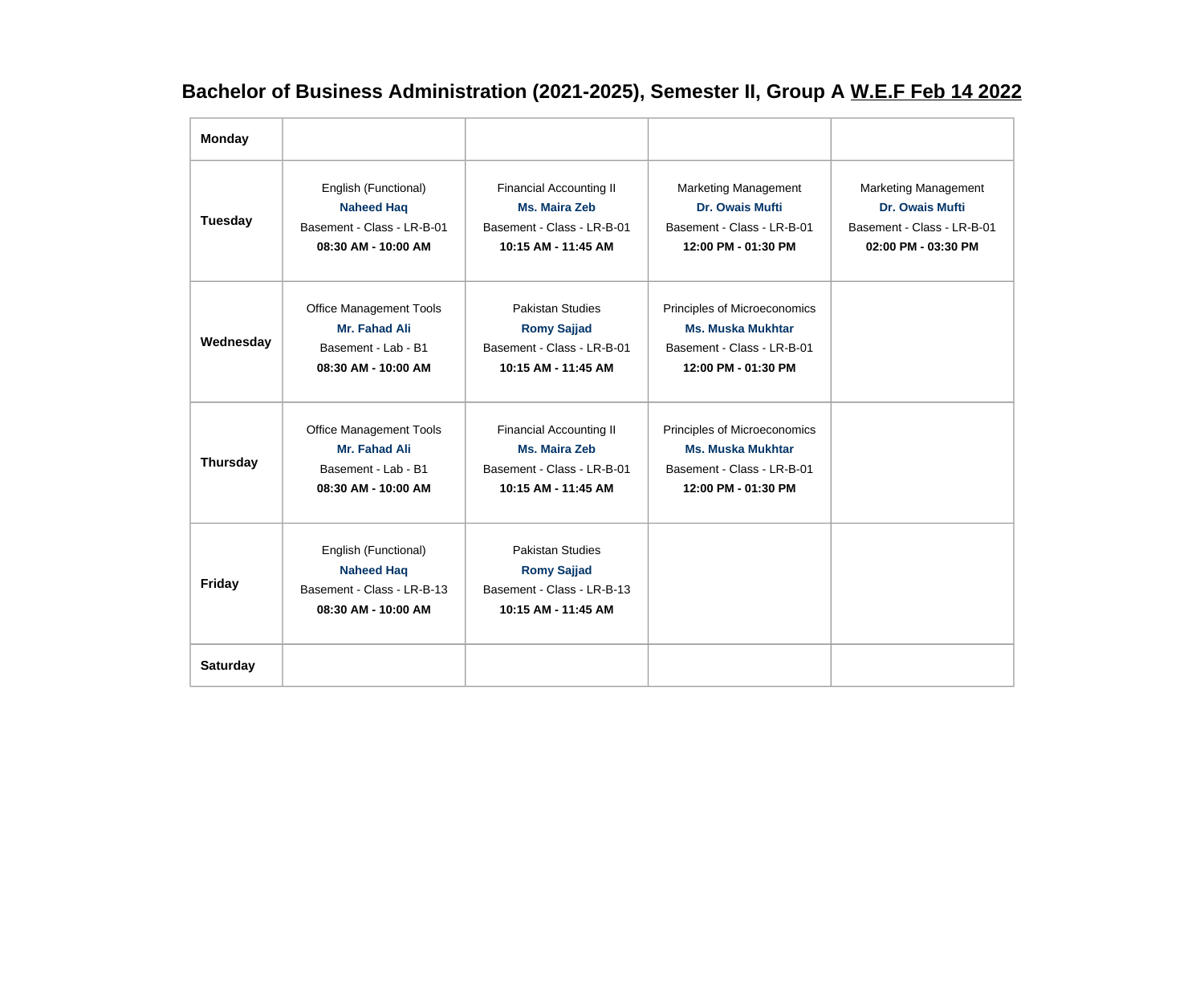# Bachelor of Business Administration (2021-2025), Semester II, Group A W.E.F Feb 14 2022

| | | | | |
|---|---|---|---|---|
| **Monday** | | | | |
| **Tuesday** | English (Functional)<br>**Naheed Haq**<br>Basement - Class - LR-B-01<br>**08:30 AM - 10:00 AM** | Financial Accounting II<br>**Ms. Maira Zeb**<br>Basement - Class - LR-B-01<br>**10:15 AM - 11:45 AM** | Marketing Management<br>**Dr. Owais Mufti**<br>Basement - Class - LR-B-01<br>**12:00 PM - 01:30 PM** | Marketing Management<br>**Dr. Owais Mufti**<br>Basement - Class - LR-B-01<br>**02:00 PM - 03:30 PM** |
| **Wednesday** | Office Management Tools<br>**Mr. Fahad Ali**<br>Basement - Lab - B1<br>**08:30 AM - 10:00 AM** | Pakistan Studies<br>**Romy Sajjad**<br>Basement - Class - LR-B-01<br>**10:15 AM - 11:45 AM** | Principles of Microeconomics<br>**Ms. Muska Mukhtar**<br>Basement - Class - LR-B-01<br>**12:00 PM - 01:30 PM** | |
| **Thursday** | Office Management Tools<br>**Mr. Fahad Ali**<br>Basement - Lab - B1<br>**08:30 AM - 10:00 AM** | Financial Accounting II<br>**Ms. Maira Zeb**<br>Basement - Class - LR-B-01<br>**10:15 AM - 11:45 AM** | Principles of Microeconomics<br>**Ms. Muska Mukhtar**<br>Basement - Class - LR-B-01<br>**12:00 PM - 01:30 PM** | |
| **Friday** | English (Functional)<br>**Naheed Haq**<br>Basement - Class - LR-B-13<br>**08:30 AM - 10:00 AM** | Pakistan Studies<br>**Romy Sajjad**<br>Basement - Class - LR-B-13<br>**10:15 AM - 11:45 AM** | | |
| **Saturday** | | | | |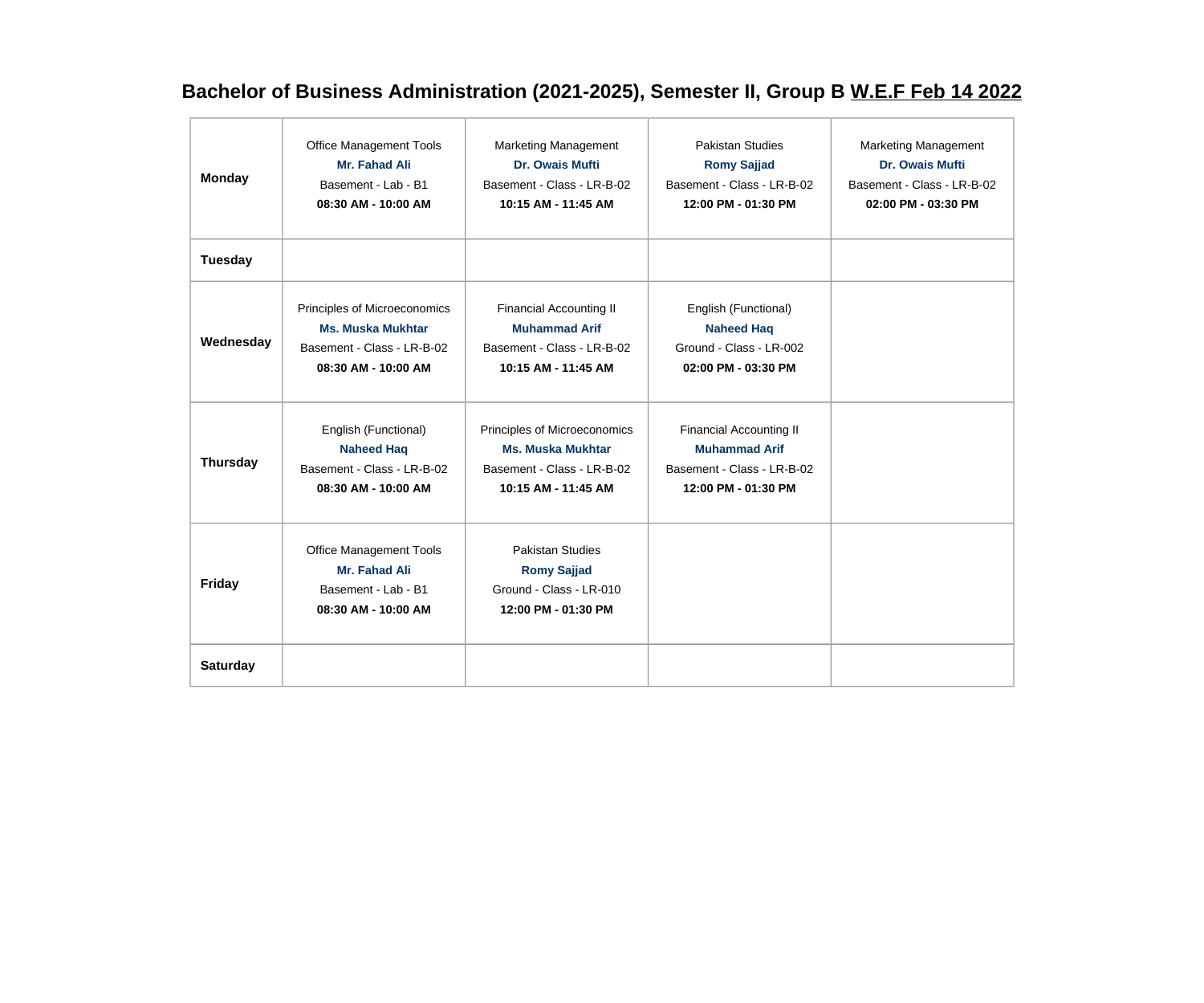# Bachelor of Business Administration (2021-2025), Semester II, Group B W.E.F Feb 14 2022

| Day | | | | |
|---|---|---|---|---|
| **Monday** | Office Management Tools<br>**Mr. Fahad Ali**<br>Basement - Lab - B1<br>**08:30 AM - 10:00 AM** | Marketing Management<br>**Dr. Owais Mufti**<br>Basement - Class - LR-B-02<br>**10:15 AM - 11:45 AM** | Pakistan Studies<br>**Romy Sajjad**<br>Basement - Class - LR-B-02<br>**12:00 PM - 01:30 PM** | Marketing Management<br>**Dr. Owais Mufti**<br>Basement - Class - LR-B-02<br>**02:00 PM - 03:30 PM** |
| **Tuesday** | | | | |
| **Wednesday** | Principles of Microeconomics<br>**Ms. Muska Mukhtar**<br>Basement - Class - LR-B-02<br>**08:30 AM - 10:00 AM** | Financial Accounting II<br>**Muhammad Arif**<br>Basement - Class - LR-B-02<br>**10:15 AM - 11:45 AM** | English (Functional)<br>**Naheed Haq**<br>Ground - Class - LR-002<br>**02:00 PM - 03:30 PM** | |
| **Thursday** | English (Functional)<br>**Naheed Haq**<br>Basement - Class - LR-B-02<br>**08:30 AM - 10:00 AM** | Principles of Microeconomics<br>**Ms. Muska Mukhtar**<br>Basement - Class - LR-B-02<br>**10:15 AM - 11:45 AM** | Financial Accounting II<br>**Muhammad Arif**<br>Basement - Class - LR-B-02<br>**12:00 PM - 01:30 PM** | |
| **Friday** | Office Management Tools<br>**Mr. Fahad Ali**<br>Basement - Lab - B1<br>**08:30 AM - 10:00 AM** | Pakistan Studies<br>**Romy Sajjad**<br>Ground - Class - LR-010<br>**12:00 PM - 01:30 PM** | | |
| **Saturday** | | | | |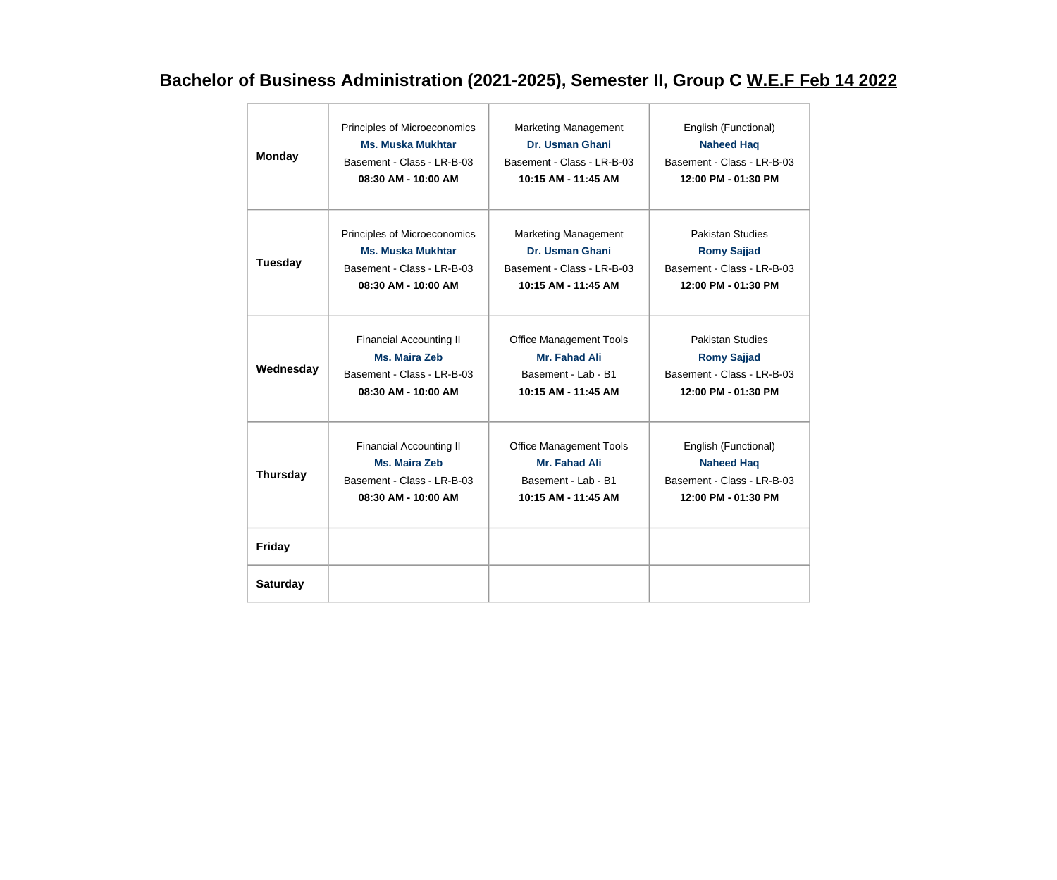# Bachelor of Business Administration (2021-2025), Semester II, Group C W.E.F Feb 14 2022

| | | | |
|---|---|---|---|
| **Monday** | Principles of Microeconomics<br>**Ms. Muska Mukhtar**<br>Basement - Class - LR-B-03<br>**08:30 AM - 10:00 AM** | Marketing Management<br>**Dr. Usman Ghani**<br>Basement - Class - LR-B-03<br>**10:15 AM - 11:45 AM** | English (Functional)<br>**Naheed Haq**<br>Basement - Class - LR-B-03<br>**12:00 PM - 01:30 PM** |
| **Tuesday** | Principles of Microeconomics<br>**Ms. Muska Mukhtar**<br>Basement - Class - LR-B-03<br>**08:30 AM - 10:00 AM** | Marketing Management<br>**Dr. Usman Ghani**<br>Basement - Class - LR-B-03<br>**10:15 AM - 11:45 AM** | Pakistan Studies<br>**Romy Sajjad**<br>Basement - Class - LR-B-03<br>**12:00 PM - 01:30 PM** |
| **Wednesday** | Financial Accounting II<br>**Ms. Maira Zeb**<br>Basement - Class - LR-B-03<br>**08:30 AM - 10:00 AM** | Office Management Tools<br>**Mr. Fahad Ali**<br>Basement - Lab - B1<br>**10:15 AM - 11:45 AM** | Pakistan Studies<br>**Romy Sajjad**<br>Basement - Class - LR-B-03<br>**12:00 PM - 01:30 PM** |
| **Thursday** | Financial Accounting II<br>**Ms. Maira Zeb**<br>Basement - Class - LR-B-03<br>**08:30 AM - 10:00 AM** | Office Management Tools<br>**Mr. Fahad Ali**<br>Basement - Lab - B1<br>**10:15 AM - 11:45 AM** | English (Functional)<br>**Naheed Haq**<br>Basement - Class - LR-B-03<br>**12:00 PM - 01:30 PM** |
| **Friday** | | | |
| **Saturday** | | | |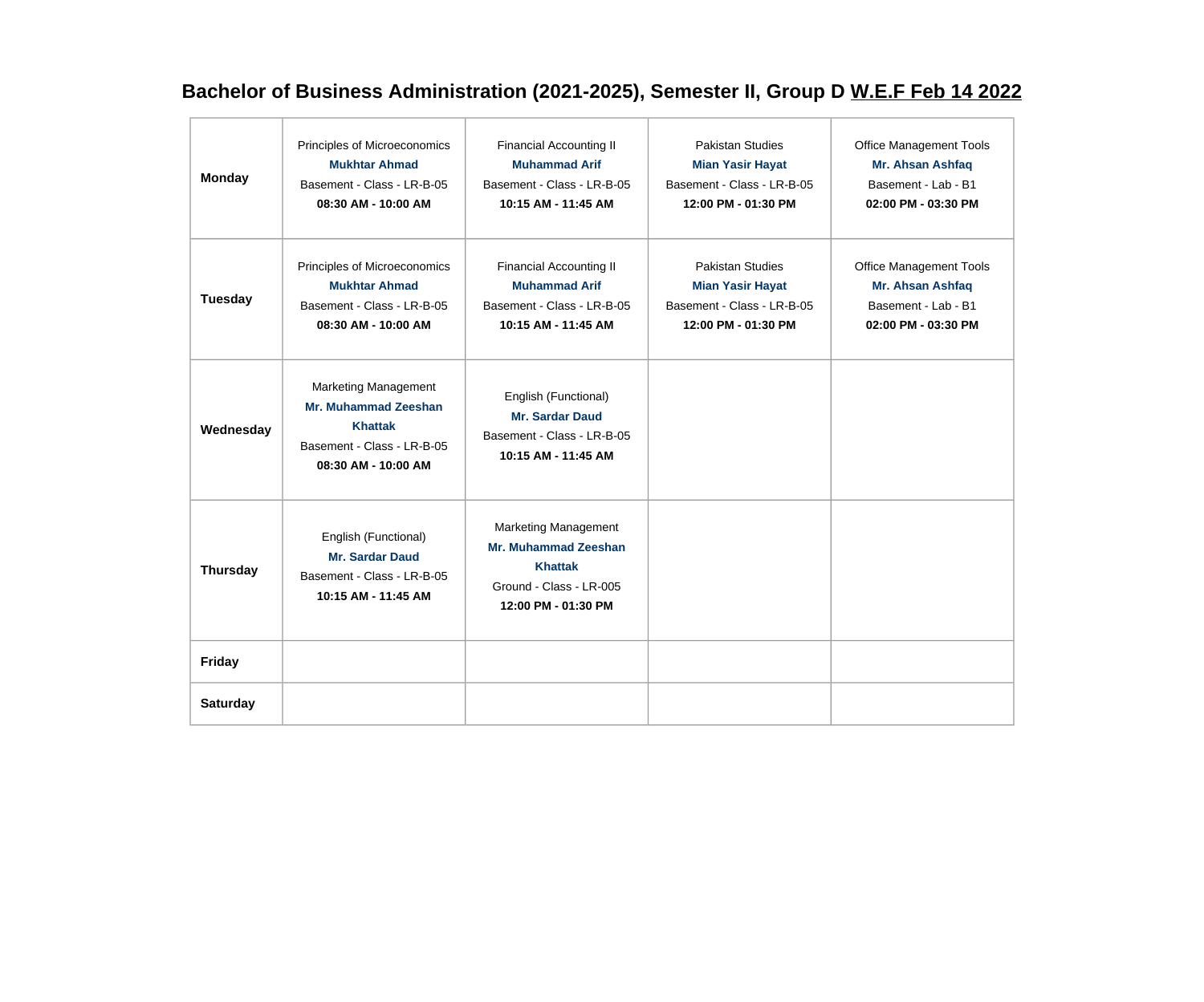# Bachelor of Business Administration (2021-2025), Semester II, Group D W.E.F Feb 14 2022

| | | | | |
|---|---|---|---|---|
| **Monday** | Principles of Microeconomics<br>**Mukhtar Ahmad**<br>Basement - Class - LR-B-05<br>**08:30 AM - 10:00 AM** | Financial Accounting II<br>**Muhammad Arif**<br>Basement - Class - LR-B-05<br>**10:15 AM - 11:45 AM** | Pakistan Studies<br>**Mian Yasir Hayat**<br>Basement - Class - LR-B-05<br>**12:00 PM - 01:30 PM** | Office Management Tools<br>**Mr. Ahsan Ashfaq**<br>Basement - Lab - B1<br>**02:00 PM - 03:30 PM** |
| **Tuesday** | Principles of Microeconomics<br>**Mukhtar Ahmad**<br>Basement - Class - LR-B-05<br>**08:30 AM - 10:00 AM** | Financial Accounting II<br>**Muhammad Arif**<br>Basement - Class - LR-B-05<br>**10:15 AM - 11:45 AM** | Pakistan Studies<br>**Mian Yasir Hayat**<br>Basement - Class - LR-B-05<br>**12:00 PM - 01:30 PM** | Office Management Tools<br>**Mr. Ahsan Ashfaq**<br>Basement - Lab - B1<br>**02:00 PM - 03:30 PM** |
| **Wednesday** | Marketing Management<br>**Mr. Muhammad Zeeshan Khattak**<br>Basement - Class - LR-B-05<br>**08:30 AM - 10:00 AM** | English (Functional)<br>**Mr. Sardar Daud**<br>Basement - Class - LR-B-05<br>**10:15 AM - 11:45 AM** | | |
| **Thursday** | English (Functional)<br>**Mr. Sardar Daud**<br>Basement - Class - LR-B-05<br>**10:15 AM - 11:45 AM** | Marketing Management<br>**Mr. Muhammad Zeeshan Khattak**<br>Ground - Class - LR-005<br>**12:00 PM - 01:30 PM** | | |
| **Friday** | | | | |
| **Saturday** | | | | |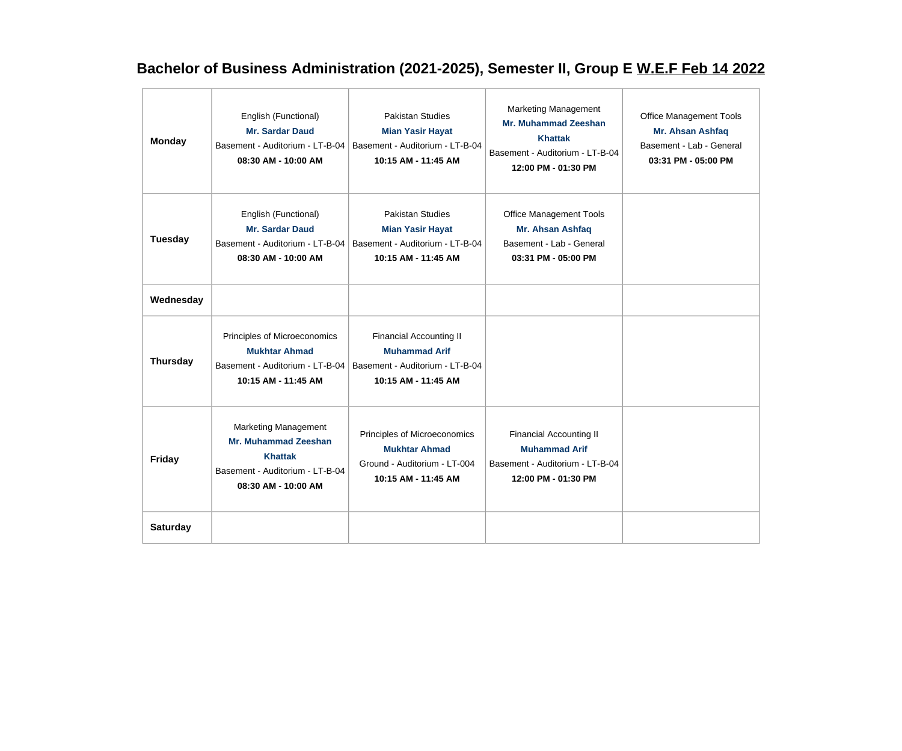# Bachelor of Business Administration (2021-2025), Semester II, Group E W.E.F Feb 14 2022

| | | | | |
|---|---|---|---|---|
| **Monday** | English (Functional)<br>**Mr. Sardar Daud**<br>Basement - Auditorium - LT-B-04<br>**08:30 AM - 10:00 AM** | Pakistan Studies<br>**Mian Yasir Hayat**<br>Basement - Auditorium - LT-B-04<br>**10:15 AM - 11:45 AM** | Marketing Management<br>**Mr. Muhammad Zeeshan Khattak**<br>Basement - Auditorium - LT-B-04<br>**12:00 PM - 01:30 PM** | Office Management Tools<br>**Mr. Ahsan Ashfaq**<br>Basement - Lab - General<br>**03:31 PM - 05:00 PM** |
| **Tuesday** | English (Functional)<br>**Mr. Sardar Daud**<br>Basement - Auditorium - LT-B-04<br>**08:30 AM - 10:00 AM** | Pakistan Studies<br>**Mian Yasir Hayat**<br>Basement - Auditorium - LT-B-04<br>**10:15 AM - 11:45 AM** | Office Management Tools<br>**Mr. Ahsan Ashfaq**<br>Basement - Lab - General<br>**03:31 PM - 05:00 PM** | |
| **Wednesday** | | | | |
| **Thursday** | Principles of Microeconomics<br>**Mukhtar Ahmad**<br>Basement - Auditorium - LT-B-04<br>**10:15 AM - 11:45 AM** | Financial Accounting II<br>**Muhammad Arif**<br>Basement - Auditorium - LT-B-04<br>**10:15 AM - 11:45 AM** | | |
| **Friday** | Marketing Management<br>**Mr. Muhammad Zeeshan Khattak**<br>Basement - Auditorium - LT-B-04<br>**08:30 AM - 10:00 AM** | Principles of Microeconomics<br>**Mukhtar Ahmad**<br>Ground - Auditorium - LT-004<br>**10:15 AM - 11:45 AM** | Financial Accounting II<br>**Muhammad Arif**<br>Basement - Auditorium - LT-B-04<br>**12:00 PM - 01:30 PM** | |
| **Saturday** | | | | |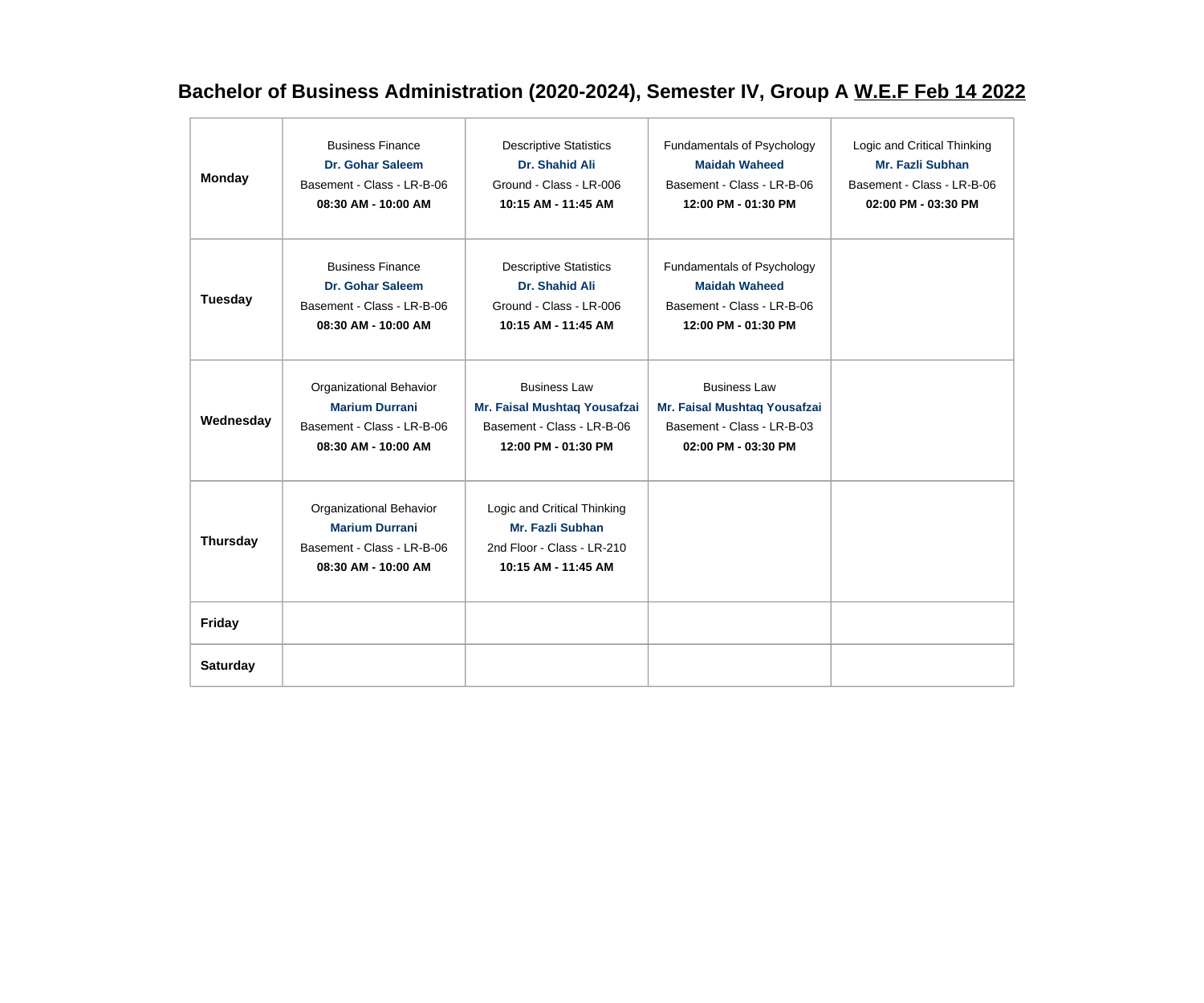# Bachelor of Business Administration (2020-2024), Semester IV, Group A W.E.F Feb 14 2022

| | | | | |
|---|---|---|---|---|
| **Monday** | Business Finance<br>**Dr. Gohar Saleem**<br>Basement - Class - LR-B-06<br>**08:30 AM - 10:00 AM** | Descriptive Statistics<br>**Dr. Shahid Ali**<br>Ground - Class - LR-006<br>**10:15 AM - 11:45 AM** | Fundamentals of Psychology<br>**Maidah Waheed**<br>Basement - Class - LR-B-06<br>**12:00 PM - 01:30 PM** | Logic and Critical Thinking<br>**Mr. Fazli Subhan**<br>Basement - Class - LR-B-06<br>**02:00 PM - 03:30 PM** |
| **Tuesday** | Business Finance<br>**Dr. Gohar Saleem**<br>Basement - Class - LR-B-06<br>**08:30 AM - 10:00 AM** | Descriptive Statistics<br>**Dr. Shahid Ali**<br>Ground - Class - LR-006<br>**10:15 AM - 11:45 AM** | Fundamentals of Psychology<br>**Maidah Waheed**<br>Basement - Class - LR-B-06<br>**12:00 PM - 01:30 PM** | |
| **Wednesday** | Organizational Behavior<br>**Marium Durrani**<br>Basement - Class - LR-B-06<br>**08:30 AM - 10:00 AM** | Business Law<br>**Mr. Faisal Mushtaq Yousafzai**<br>Basement - Class - LR-B-06<br>**12:00 PM - 01:30 PM** | Business Law<br>**Mr. Faisal Mushtaq Yousafzai**<br>Basement - Class - LR-B-03<br>**02:00 PM - 03:30 PM** | |
| **Thursday** | Organizational Behavior<br>**Marium Durrani**<br>Basement - Class - LR-B-06<br>**08:30 AM - 10:00 AM** | Logic and Critical Thinking<br>**Mr. Fazli Subhan**<br>2nd Floor - Class - LR-210<br>**10:15 AM - 11:45 AM** | | |
| **Friday** | | | | |
| **Saturday** | | | | |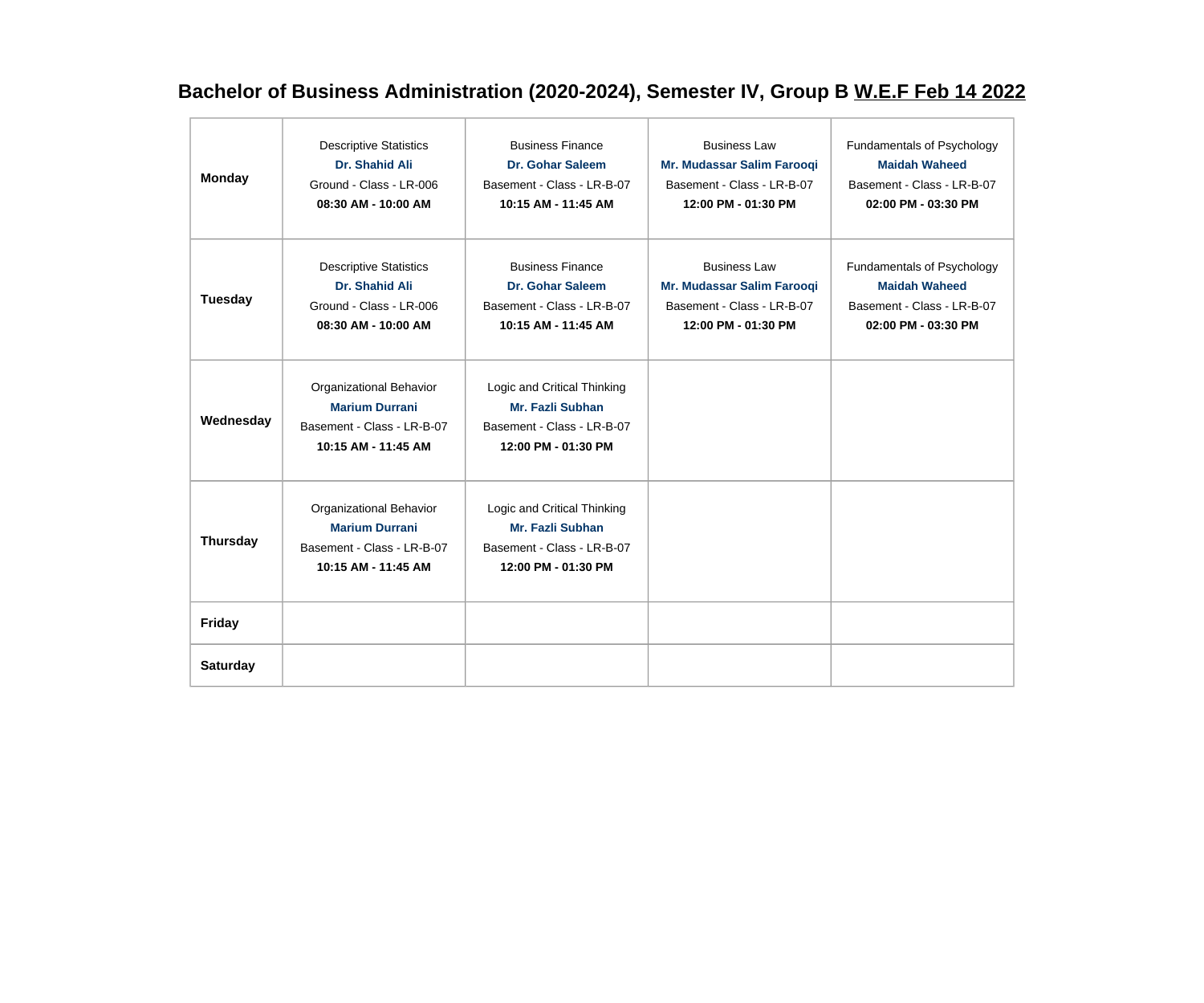# Bachelor of Business Administration (2020-2024), Semester IV, Group B W.E.F Feb 14 2022

| | | | | |
|---|---|---|---|---|
| **Monday** | Descriptive Statistics<br>**Dr. Shahid Ali**<br>Ground - Class - LR-006<br>**08:30 AM - 10:00 AM** | Business Finance<br>**Dr. Gohar Saleem**<br>Basement - Class - LR-B-07<br>**10:15 AM - 11:45 AM** | Business Law<br>**Mr. Mudassar Salim Farooqi**<br>Basement - Class - LR-B-07<br>**12:00 PM - 01:30 PM** | Fundamentals of Psychology<br>**Maidah Waheed**<br>Basement - Class - LR-B-07<br>**02:00 PM - 03:30 PM** |
| **Tuesday** | Descriptive Statistics<br>**Dr. Shahid Ali**<br>Ground - Class - LR-006<br>**08:30 AM - 10:00 AM** | Business Finance<br>**Dr. Gohar Saleem**<br>Basement - Class - LR-B-07<br>**10:15 AM - 11:45 AM** | Business Law<br>**Mr. Mudassar Salim Farooqi**<br>Basement - Class - LR-B-07<br>**12:00 PM - 01:30 PM** | Fundamentals of Psychology<br>**Maidah Waheed**<br>Basement - Class - LR-B-07<br>**02:00 PM - 03:30 PM** |
| **Wednesday** | Organizational Behavior<br>**Marium Durrani**<br>Basement - Class - LR-B-07<br>**10:15 AM - 11:45 AM** | Logic and Critical Thinking<br>**Mr. Fazli Subhan**<br>Basement - Class - LR-B-07<br>**12:00 PM - 01:30 PM** | | |
| **Thursday** | Organizational Behavior<br>**Marium Durrani**<br>Basement - Class - LR-B-07<br>**10:15 AM - 11:45 AM** | Logic and Critical Thinking<br>**Mr. Fazli Subhan**<br>Basement - Class - LR-B-07<br>**12:00 PM - 01:30 PM** | | |
| **Friday** | | | | |
| **Saturday** | | | | |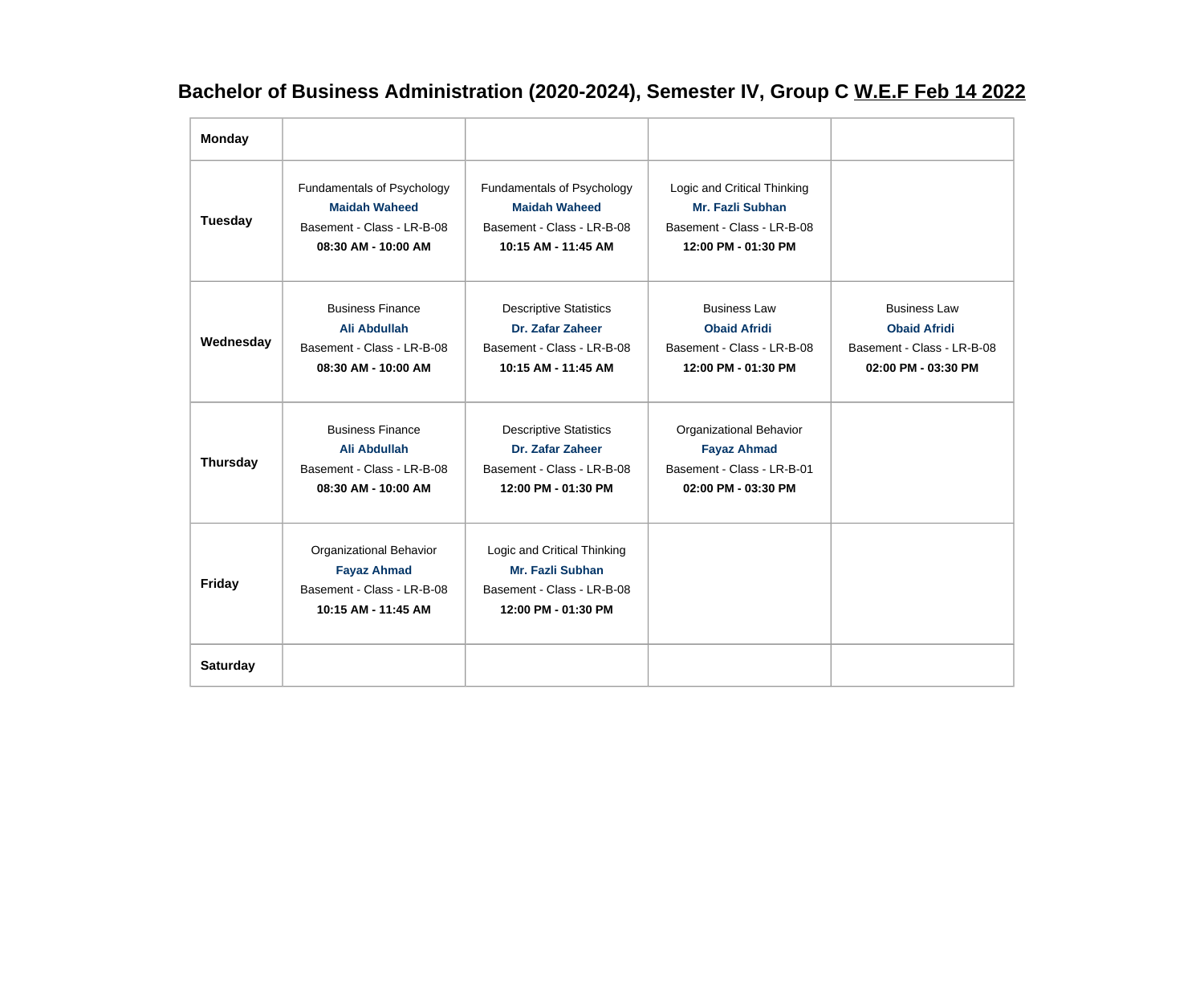# Bachelor of Business Administration (2020-2024), Semester IV, Group C W.E.F Feb 14 2022

| Day | | | | |
|---|---|---|---|---|
| **Monday** | | | | |
| **Tuesday** | Fundamentals of Psychology<br>**Maidah Waheed**<br>Basement - Class - LR-B-08<br>**08:30 AM - 10:00 AM** | Fundamentals of Psychology<br>**Maidah Waheed**<br>Basement - Class - LR-B-08<br>**10:15 AM - 11:45 AM** | Logic and Critical Thinking<br>**Mr. Fazli Subhan**<br>Basement - Class - LR-B-08<br>**12:00 PM - 01:30 PM** | |
| **Wednesday** | Business Finance<br>**Ali Abdullah**<br>Basement - Class - LR-B-08<br>**08:30 AM - 10:00 AM** | Descriptive Statistics<br>**Dr. Zafar Zaheer**<br>Basement - Class - LR-B-08<br>**10:15 AM - 11:45 AM** | Business Law<br>**Obaid Afridi**<br>Basement - Class - LR-B-08<br>**12:00 PM - 01:30 PM** | Business Law<br>**Obaid Afridi**<br>Basement - Class - LR-B-08<br>**02:00 PM - 03:30 PM** |
| **Thursday** | Business Finance<br>**Ali Abdullah**<br>Basement - Class - LR-B-08<br>**08:30 AM - 10:00 AM** | Descriptive Statistics<br>**Dr. Zafar Zaheer**<br>Basement - Class - LR-B-08<br>**12:00 PM - 01:30 PM** | Organizational Behavior<br>**Fayaz Ahmad**<br>Basement - Class - LR-B-01<br>**02:00 PM - 03:30 PM** | |
| **Friday** | Organizational Behavior<br>**Fayaz Ahmad**<br>Basement - Class - LR-B-08<br>**10:15 AM - 11:45 AM** | Logic and Critical Thinking<br>**Mr. Fazli Subhan**<br>Basement - Class - LR-B-08<br>**12:00 PM - 01:30 PM** | | |
| **Saturday** | | | | |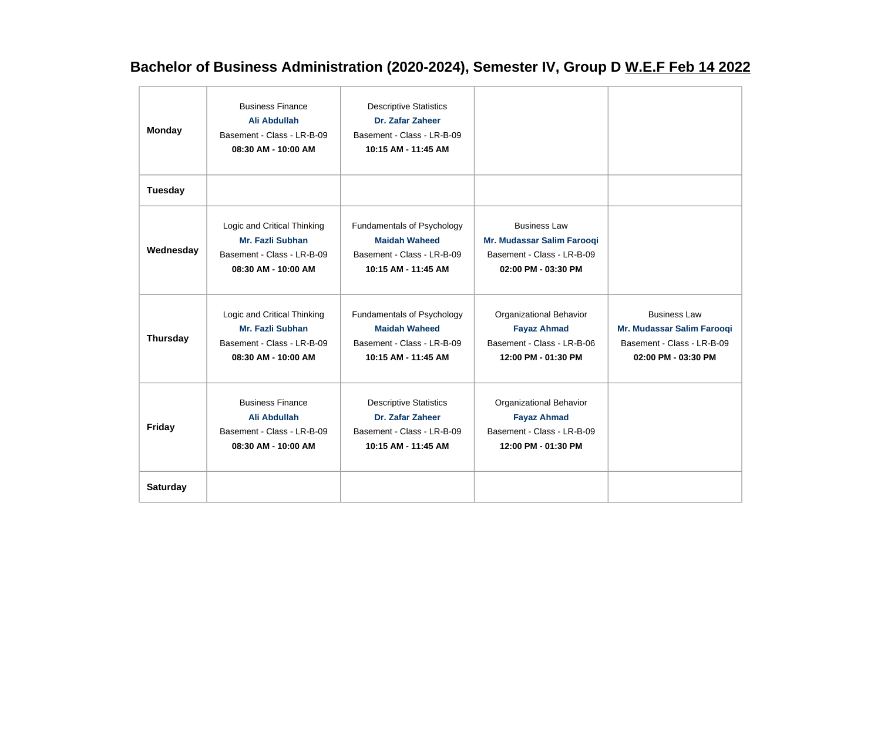# Bachelor of Business Administration (2020-2024), Semester IV, Group D W.E.F Feb 14 2022

| | | | | |
|---|---|---|---|---|
| **Monday** | Business Finance<br>**Ali Abdullah**<br>Basement - Class - LR-B-09<br>**08:30 AM - 10:00 AM** | Descriptive Statistics<br>**Dr. Zafar Zaheer**<br>Basement - Class - LR-B-09<br>**10:15 AM - 11:45 AM** | | |
| **Tuesday** | | | | |
| **Wednesday** | Logic and Critical Thinking<br>**Mr. Fazli Subhan**<br>Basement - Class - LR-B-09<br>**08:30 AM - 10:00 AM** | Fundamentals of Psychology<br>**Maidah Waheed**<br>Basement - Class - LR-B-09<br>**10:15 AM - 11:45 AM** | Business Law<br>**Mr. Mudassar Salim Farooqi**<br>Basement - Class - LR-B-09<br>**02:00 PM - 03:30 PM** | |
| **Thursday** | Logic and Critical Thinking<br>**Mr. Fazli Subhan**<br>Basement - Class - LR-B-09<br>**08:30 AM - 10:00 AM** | Fundamentals of Psychology<br>**Maidah Waheed**<br>Basement - Class - LR-B-09<br>**10:15 AM - 11:45 AM** | Organizational Behavior<br>**Fayaz Ahmad**<br>Basement - Class - LR-B-06<br>**12:00 PM - 01:30 PM** | Business Law<br>**Mr. Mudassar Salim Farooqi**<br>Basement - Class - LR-B-09<br>**02:00 PM - 03:30 PM** |
| **Friday** | Business Finance<br>**Ali Abdullah**<br>Basement - Class - LR-B-09<br>**08:30 AM - 10:00 AM** | Descriptive Statistics<br>**Dr. Zafar Zaheer**<br>Basement - Class - LR-B-09<br>**10:15 AM - 11:45 AM** | Organizational Behavior<br>**Fayaz Ahmad**<br>Basement - Class - LR-B-09<br>**12:00 PM - 01:30 PM** | |
| **Saturday** | | | | |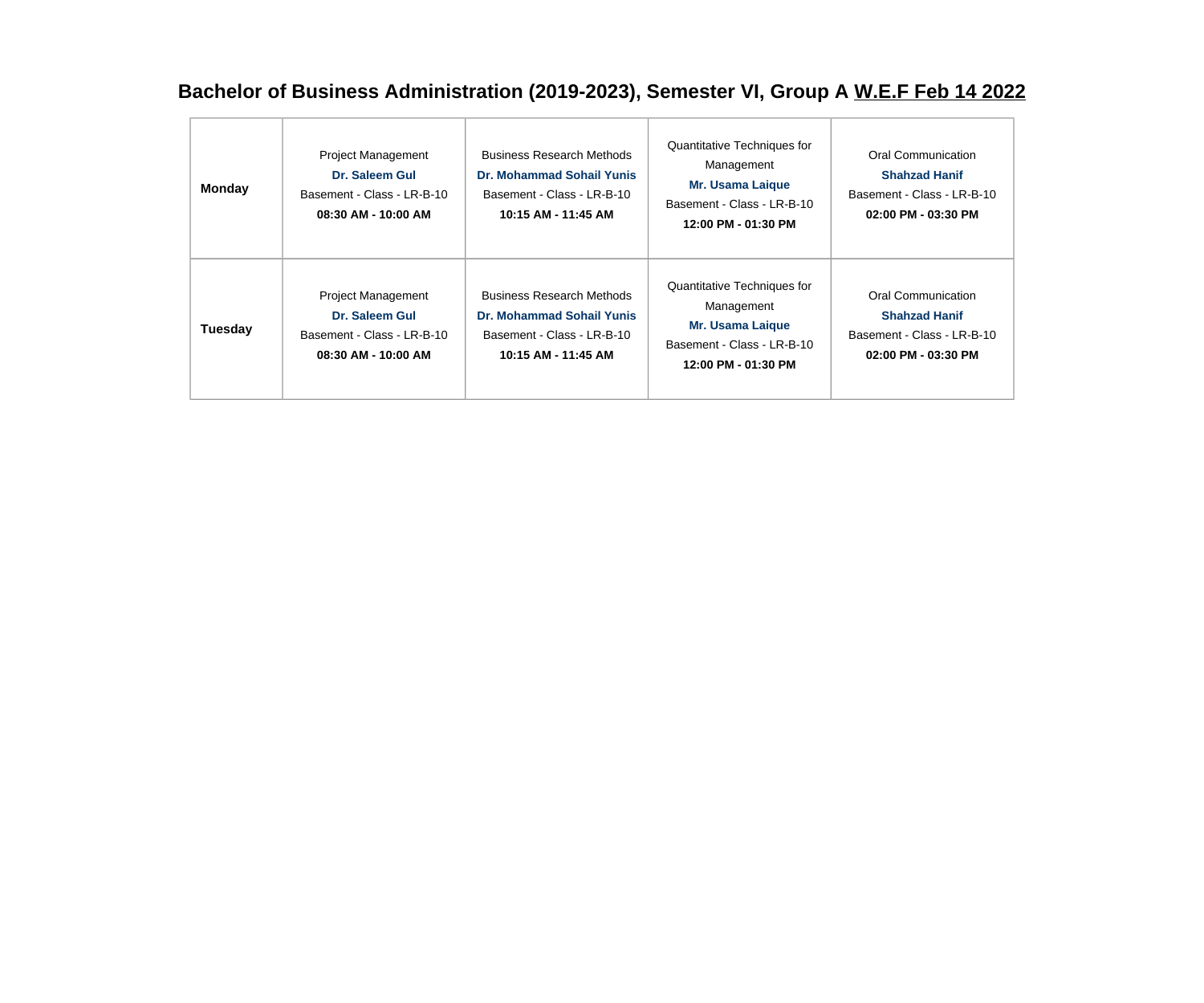# Bachelor of Business Administration (2019-2023), Semester VI, Group A W.E.F Feb 14 2022

| | | | | |
|---|---|---|---|---|
| **Monday** | Project Management<br>**Dr. Saleem Gul**<br>Basement - Class - LR-B-10<br>**08:30 AM - 10:00 AM** | Business Research Methods<br>**Dr. Mohammad Sohail Yunis**<br>Basement - Class - LR-B-10<br>**10:15 AM - 11:45 AM** | Quantitative Techniques for Management<br>**Mr. Usama Laique**<br>Basement - Class - LR-B-10<br>**12:00 PM - 01:30 PM** | Oral Communication<br>**Shahzad Hanif**<br>Basement - Class - LR-B-10<br>**02:00 PM - 03:30 PM** |
| **Tuesday** | Project Management<br>**Dr. Saleem Gul**<br>Basement - Class - LR-B-10<br>**08:30 AM - 10:00 AM** | Business Research Methods<br>**Dr. Mohammad Sohail Yunis**<br>Basement - Class - LR-B-10<br>**10:15 AM - 11:45 AM** | Quantitative Techniques for Management<br>**Mr. Usama Laique**<br>Basement - Class - LR-B-10<br>**12:00 PM - 01:30 PM** | Oral Communication<br>**Shahzad Hanif**<br>Basement - Class - LR-B-10<br>**02:00 PM - 03:30 PM** |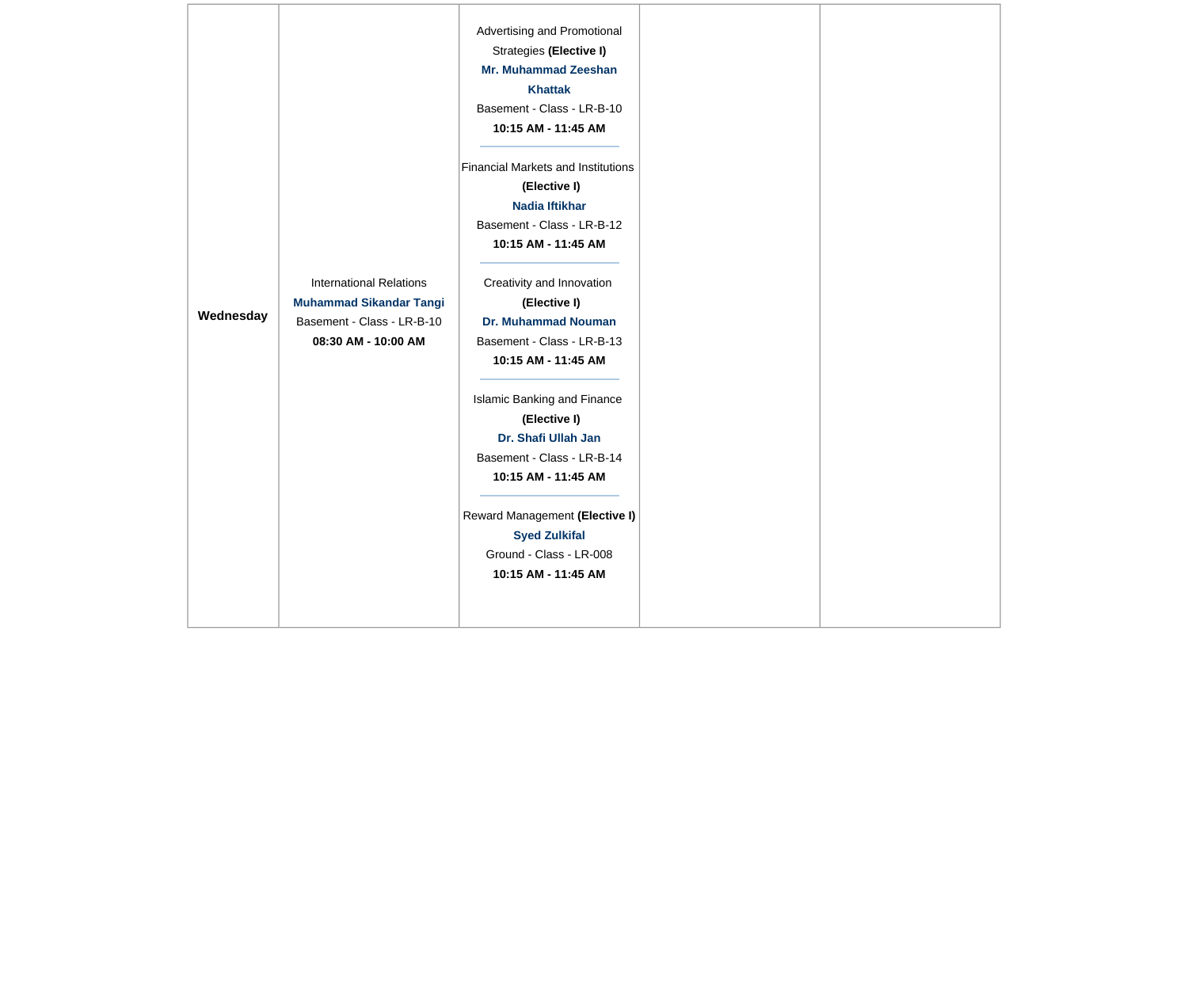| | | | | |
|---|---|---|---|---|
| **Wednesday** | International Relations<br>**Muhammad Sikandar Tangi**<br>Basement - Class - LR-B-10<br>**08:30 AM - 10:00 AM** | Advertising and Promotional Strategies **(Elective I)**<br>**Mr. Muhammad Zeeshan Khattak**<br>Basement - Class - LR-B-10<br>**10:15 AM - 11:45 AM**<br>---<br>Financial Markets and Institutions **(Elective I)**<br>**Nadia Iftikhar**<br>Basement - Class - LR-B-12<br>**10:15 AM - 11:45 AM**<br>---<br>Creativity and Innovation **(Elective I)**<br>**Dr. Muhammad Nouman**<br>Basement - Class - LR-B-13<br>**10:15 AM - 11:45 AM**<br>---<br>Islamic Banking and Finance **(Elective I)**<br>**Dr. Shafi Ullah Jan**<br>Basement - Class - LR-B-14<br>**10:15 AM - 11:45 AM**<br>---<br>Reward Management **(Elective I)**<br>**Syed Zulkifal**<br>Ground - Class - LR-008<br>**10:15 AM - 11:45 AM** | | |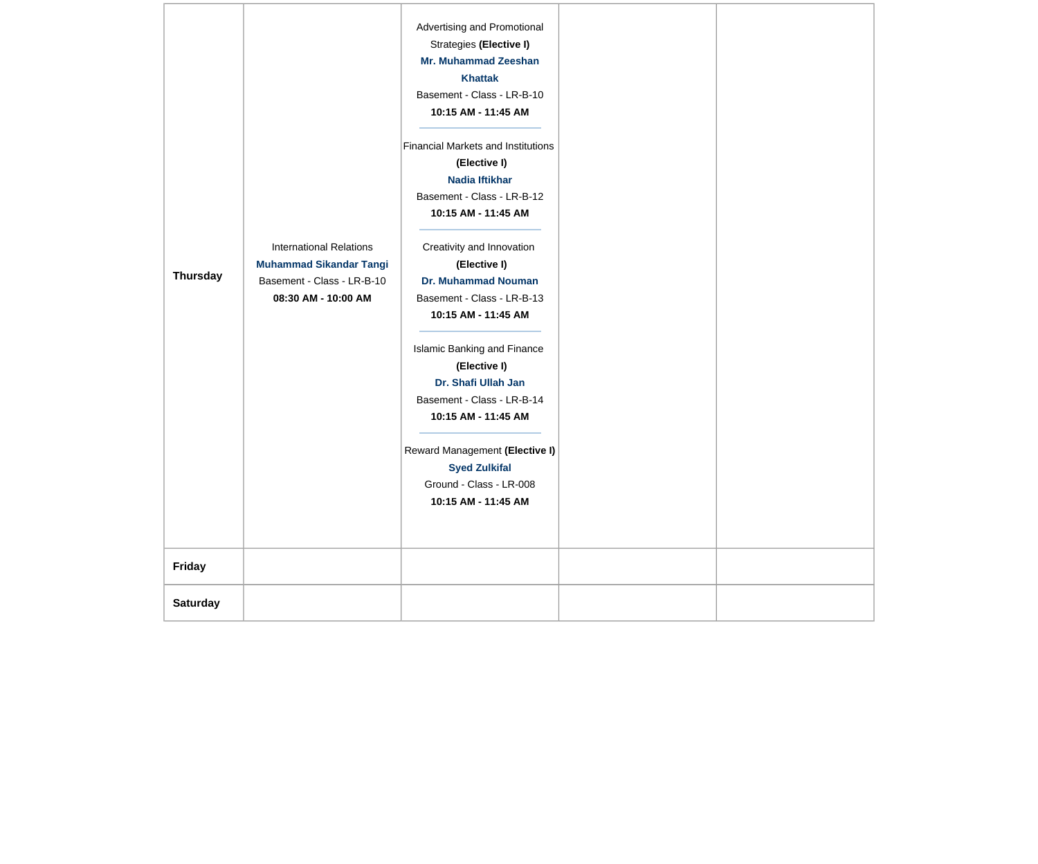| | | | | |
|---|---|---|---|---|
| **Thursday** | International Relations<br>**Muhammad Sikandar Tangi**<br>Basement - Class - LR-B-10<br>**08:30 AM - 10:00 AM** | Advertising and Promotional Strategies **(Elective I)**<br>**Mr. Muhammad Zeeshan Khattak**<br>Basement - Class - LR-B-10<br>**10:15 AM - 11:45 AM**<br><br>Financial Markets and Institutions **(Elective I)**<br>**Nadia Iftikhar**<br>Basement - Class - LR-B-12<br>**10:15 AM - 11:45 AM**<br><br>Creativity and Innovation **(Elective I)**<br>**Dr. Muhammad Nouman**<br>Basement - Class - LR-B-13<br>**10:15 AM - 11:45 AM**<br><br>Islamic Banking and Finance **(Elective I)**<br>**Dr. Shafi Ullah Jan**<br>Basement - Class - LR-B-14<br>**10:15 AM - 11:45 AM**<br><br>Reward Management **(Elective I)**<br>**Syed Zulkifal**<br>Ground - Class - LR-008<br>**10:15 AM - 11:45 AM** | | |
| **Friday** | | | | |
| **Saturday** | | | | |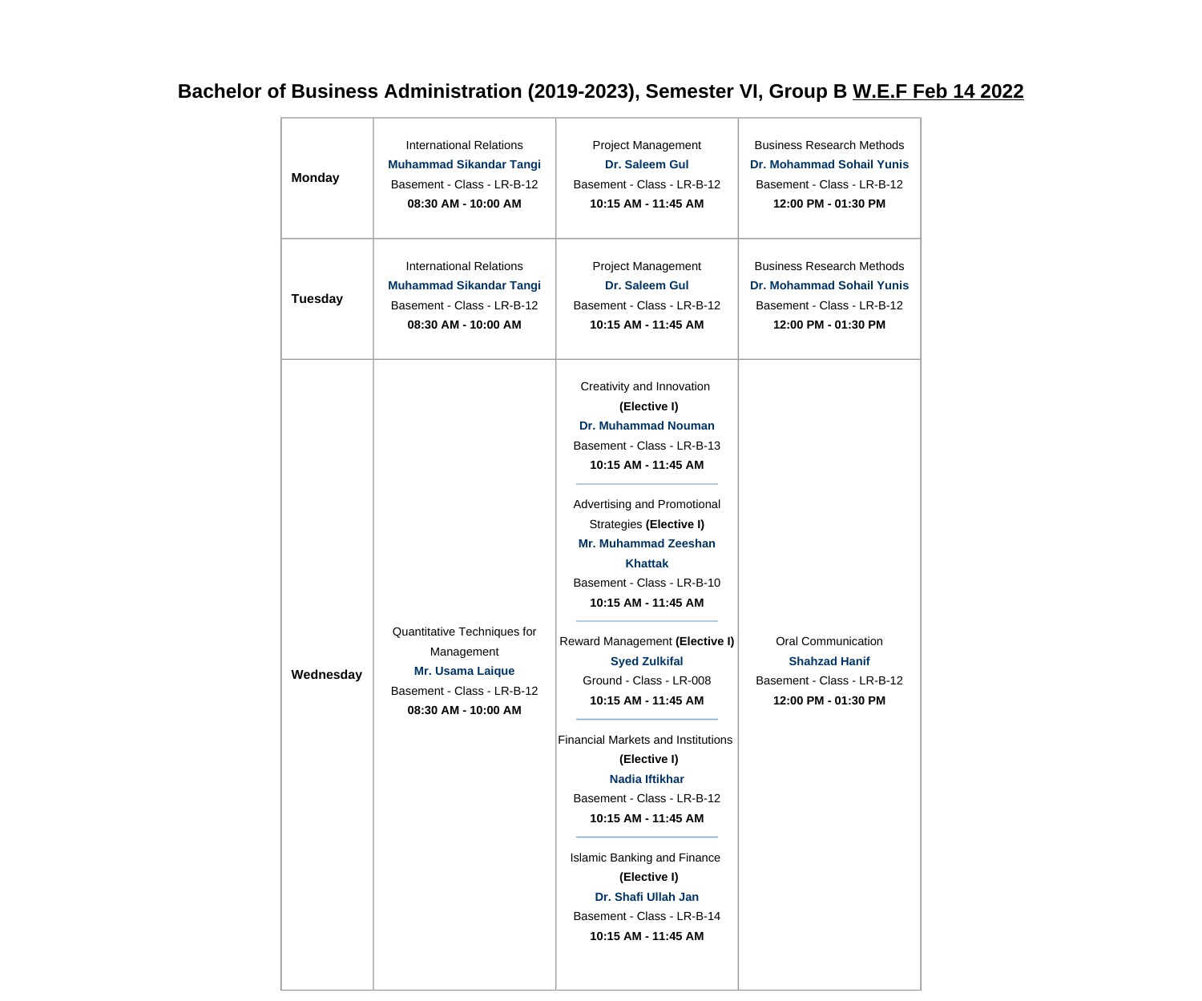## Bachelor of Business Administration (2019-2023), Semester VI, Group B W.E.F Feb 14 2022

| | | | |
|---|---|---|---|
| **Monday** | International Relations<br>**Muhammad Sikandar Tangi**<br>Basement - Class - LR-B-12<br>**08:30 AM - 10:00 AM** | Project Management<br>**Dr. Saleem Gul**<br>Basement - Class - LR-B-12<br>**10:15 AM - 11:45 AM** | Business Research Methods<br>**Dr. Mohammad Sohail Yunis**<br>Basement - Class - LR-B-12<br>**12:00 PM - 01:30 PM** |
| **Tuesday** | International Relations<br>**Muhammad Sikandar Tangi**<br>Basement - Class - LR-B-12<br>**08:30 AM - 10:00 AM** | Project Management<br>**Dr. Saleem Gul**<br>Basement - Class - LR-B-12<br>**10:15 AM - 11:45 AM** | Business Research Methods<br>**Dr. Mohammad Sohail Yunis**<br>Basement - Class - LR-B-12<br>**12:00 PM - 01:30 PM** |
| **Wednesday** | Quantitative Techniques for Management<br>**Mr. Usama Laique**<br>Basement - Class - LR-B-12<br>**08:30 AM - 10:00 AM** | Creativity and Innovation **(Elective I)**<br>**Dr. Muhammad Nouman**<br>Basement - Class - LR-B-13<br>**10:15 AM - 11:45 AM**<br>---<br>Advertising and Promotional Strategies **(Elective I)**<br>**Mr. Muhammad Zeeshan Khattak**<br>Basement - Class - LR-B-10<br>**10:15 AM - 11:45 AM**<br>---<br>Reward Management **(Elective I)**<br>**Syed Zulkifal**<br>Ground - Class - LR-008<br>**10:15 AM - 11:45 AM**<br>---<br>Financial Markets and Institutions **(Elective I)**<br>**Nadia Iftikhar**<br>Basement - Class - LR-B-12<br>**10:15 AM - 11:45 AM**<br>---<br>Islamic Banking and Finance **(Elective I)**<br>**Dr. Shafi Ullah Jan**<br>Basement - Class - LR-B-14<br>**10:15 AM - 11:45 AM** | Oral Communication<br>**Shahzad Hanif**<br>Basement - Class - LR-B-12<br>**12:00 PM - 01:30 PM** |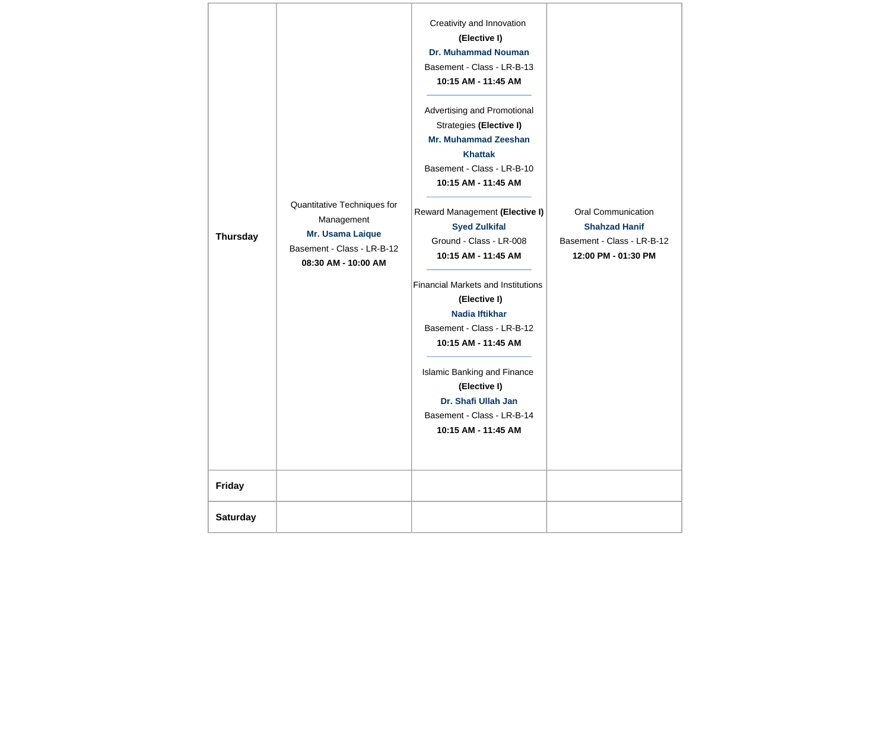| | | | |
|---|---|---|---|
| **Thursday** | Quantitative Techniques for Management<br>**Mr. Usama Laique**<br>Basement - Class - LR-B-12<br>**08:30 AM - 10:00 AM** | Creativity and Innovation **(Elective I)**<br>**Dr. Muhammad Nouman**<br>Basement - Class - LR-B-13<br>**10:15 AM - 11:45 AM**<br>---<br>Advertising and Promotional Strategies **(Elective I)**<br>**Mr. Muhammad Zeeshan Khattak**<br>Basement - Class - LR-B-10<br>**10:15 AM - 11:45 AM**<br>---<br>Reward Management **(Elective I)**<br>**Syed Zulkifal**<br>Ground - Class - LR-008<br>**10:15 AM - 11:45 AM**<br>---<br>Financial Markets and Institutions **(Elective I)**<br>**Nadia Iftikhar**<br>Basement - Class - LR-B-12<br>**10:15 AM - 11:45 AM**<br>---<br>Islamic Banking and Finance **(Elective I)**<br>**Dr. Shafi Ullah Jan**<br>Basement - Class - LR-B-14<br>**10:15 AM - 11:45 AM** | Oral Communication<br>**Shahzad Hanif**<br>Basement - Class - LR-B-12<br>**12:00 PM - 01:30 PM** |
| **Friday** | | | |
| **Saturday** | | | |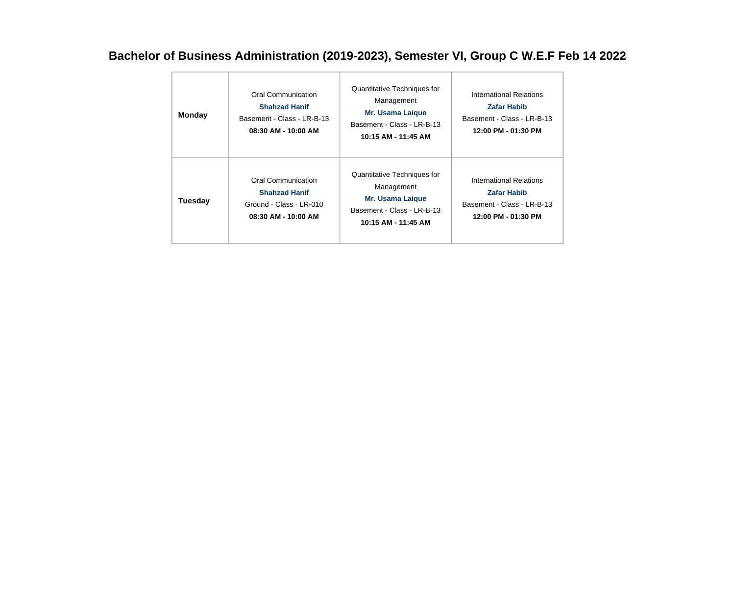## Bachelor of Business Administration (2019-2023), Semester VI, Group C W.E.F Feb 14 2022

| | | | |
|---|---|---|---|
| **Monday** | Oral Communication<br>**Shahzad Hanif**<br>Basement - Class - LR-B-13<br>**08:30 AM - 10:00 AM** | Quantitative Techniques for Management<br>**Mr. Usama Laique**<br>Basement - Class - LR-B-13<br>**10:15 AM - 11:45 AM** | International Relations<br>**Zafar Habib**<br>Basement - Class - LR-B-13<br>**12:00 PM - 01:30 PM** |
| **Tuesday** | Oral Communication<br>**Shahzad Hanif**<br>Ground - Class - LR-010<br>**08:30 AM - 10:00 AM** | Quantitative Techniques for Management<br>**Mr. Usama Laique**<br>Basement - Class - LR-B-13<br>**10:15 AM - 11:45 AM** | International Relations<br>**Zafar Habib**<br>Basement - Class - LR-B-13<br>**12:00 PM - 01:30 PM** |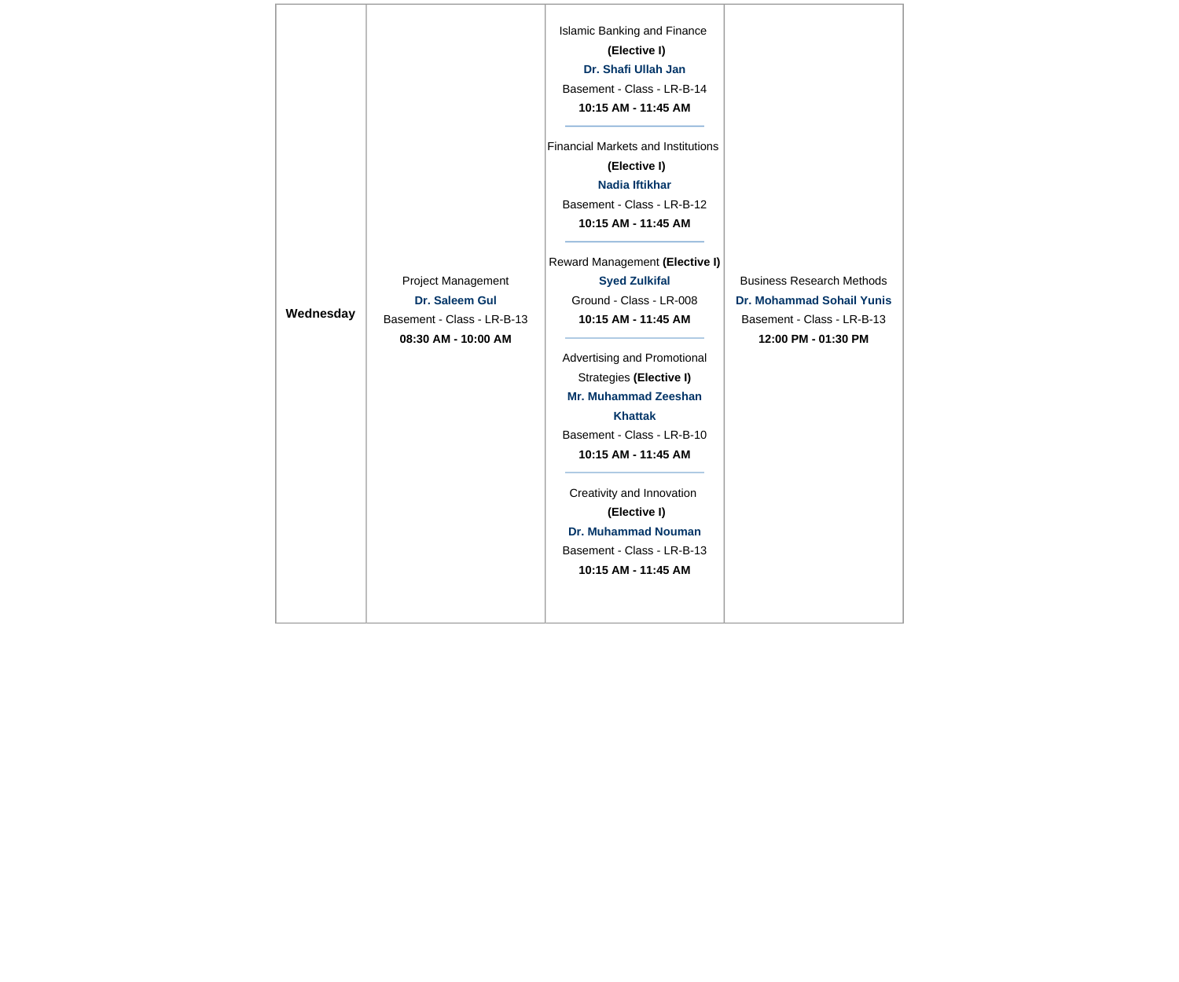| Wednesday | Project Management<br>**Dr. Saleem Gul**<br>Basement - Class - LR-B-13<br>**08:30 AM - 10:00 AM** | Islamic Banking and Finance **(Elective I)**<br>**Dr. Shafi Ullah Jan**<br>Basement - Class - LR-B-14<br>**10:15 AM - 11:45 AM**<br><br>Financial Markets and Institutions **(Elective I)**<br>**Nadia Iftikhar**<br>Basement - Class - LR-B-12<br>**10:15 AM - 11:45 AM**<br><br>Reward Management **(Elective I)**<br>**Syed Zulkifal**<br>Ground - Class - LR-008<br>**10:15 AM - 11:45 AM**<br><br>Advertising and Promotional Strategies **(Elective I)**<br>**Mr. Muhammad Zeeshan Khattak**<br>Basement - Class - LR-B-10<br>**10:15 AM - 11:45 AM**<br><br>Creativity and Innovation **(Elective I)**<br>**Dr. Muhammad Nouman**<br>Basement - Class - LR-B-13<br>**10:15 AM - 11:45 AM** | Business Research Methods<br>**Dr. Mohammad Sohail Yunis**<br>Basement - Class - LR-B-13<br>**12:00 PM - 01:30 PM** |
|---|---|---|---|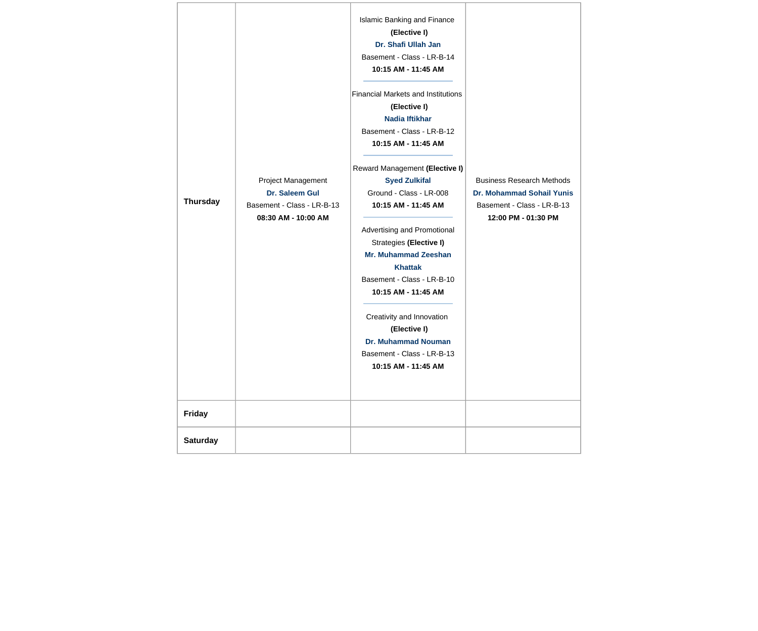| | | | |
|---|---|---|---|
| **Thursday** | Project Management<br>**Dr. Saleem Gul**<br>Basement - Class - LR-B-13<br>**08:30 AM - 10:00 AM** | Islamic Banking and Finance **(Elective I)**<br>**Dr. Shafi Ullah Jan**<br>Basement - Class - LR-B-14<br>**10:15 AM - 11:45 AM**<br>---<br>Financial Markets and Institutions **(Elective I)**<br>**Nadia Iftikhar**<br>Basement - Class - LR-B-12<br>**10:15 AM - 11:45 AM**<br>---<br>Reward Management **(Elective I)**<br>**Syed Zulkifal**<br>Ground - Class - LR-008<br>**10:15 AM - 11:45 AM**<br>---<br>Advertising and Promotional Strategies **(Elective I)**<br>**Mr. Muhammad Zeeshan Khattak**<br>Basement - Class - LR-B-10<br>**10:15 AM - 11:45 AM**<br>---<br>Creativity and Innovation **(Elective I)**<br>**Dr. Muhammad Nouman**<br>Basement - Class - LR-B-13<br>**10:15 AM - 11:45 AM** | Business Research Methods<br>**Dr. Mohammad Sohail Yunis**<br>Basement - Class - LR-B-13<br>**12:00 PM - 01:30 PM** |
| **Friday** | | | |
| **Saturday** | | | |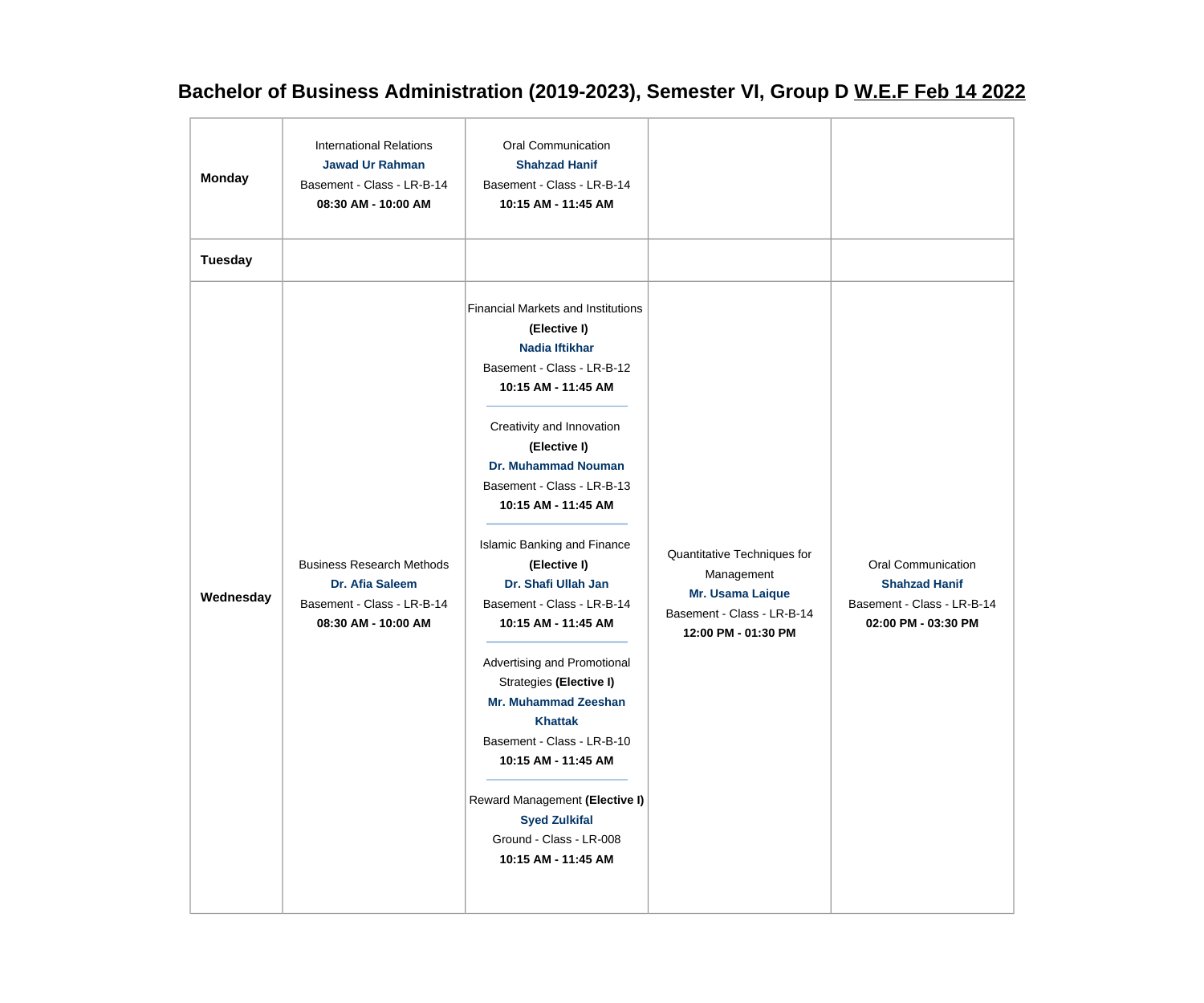# Bachelor of Business Administration (2019-2023), Semester VI, Group D W.E.F Feb 14 2022

| | | | | |
|---|---|---|---|---|
| **Monday** | International Relations<br>**Jawad Ur Rahman**<br>Basement - Class - LR-B-14<br>**08:30 AM - 10:00 AM** | Oral Communication<br>**Shahzad Hanif**<br>Basement - Class - LR-B-14<br>**10:15 AM - 11:45 AM** | | |
| **Tuesday** | | | | |
| **Wednesday** | Business Research Methods<br>**Dr. Afia Saleem**<br>Basement - Class - LR-B-14<br>**08:30 AM - 10:00 AM** | Financial Markets and Institutions **(Elective I)**<br>**Nadia Iftikhar**<br>Basement - Class - LR-B-12<br>**10:15 AM - 11:45 AM**<br>---<br>Creativity and Innovation **(Elective I)**<br>**Dr. Muhammad Nouman**<br>Basement - Class - LR-B-13<br>**10:15 AM - 11:45 AM**<br>---<br>Islamic Banking and Finance **(Elective I)**<br>**Dr. Shafi Ullah Jan**<br>Basement - Class - LR-B-14<br>**10:15 AM - 11:45 AM**<br>---<br>Advertising and Promotional Strategies **(Elective I)**<br>**Mr. Muhammad Zeeshan Khattak**<br>Basement - Class - LR-B-10<br>**10:15 AM - 11:45 AM**<br>---<br>Reward Management **(Elective I)**<br>**Syed Zulkifal**<br>Ground - Class - LR-008<br>**10:15 AM - 11:45 AM** | Quantitative Techniques for Management<br>**Mr. Usama Laique**<br>Basement - Class - LR-B-14<br>**12:00 PM - 01:30 PM** | Oral Communication<br>**Shahzad Hanif**<br>Basement - Class - LR-B-14<br>**02:00 PM - 03:30 PM** |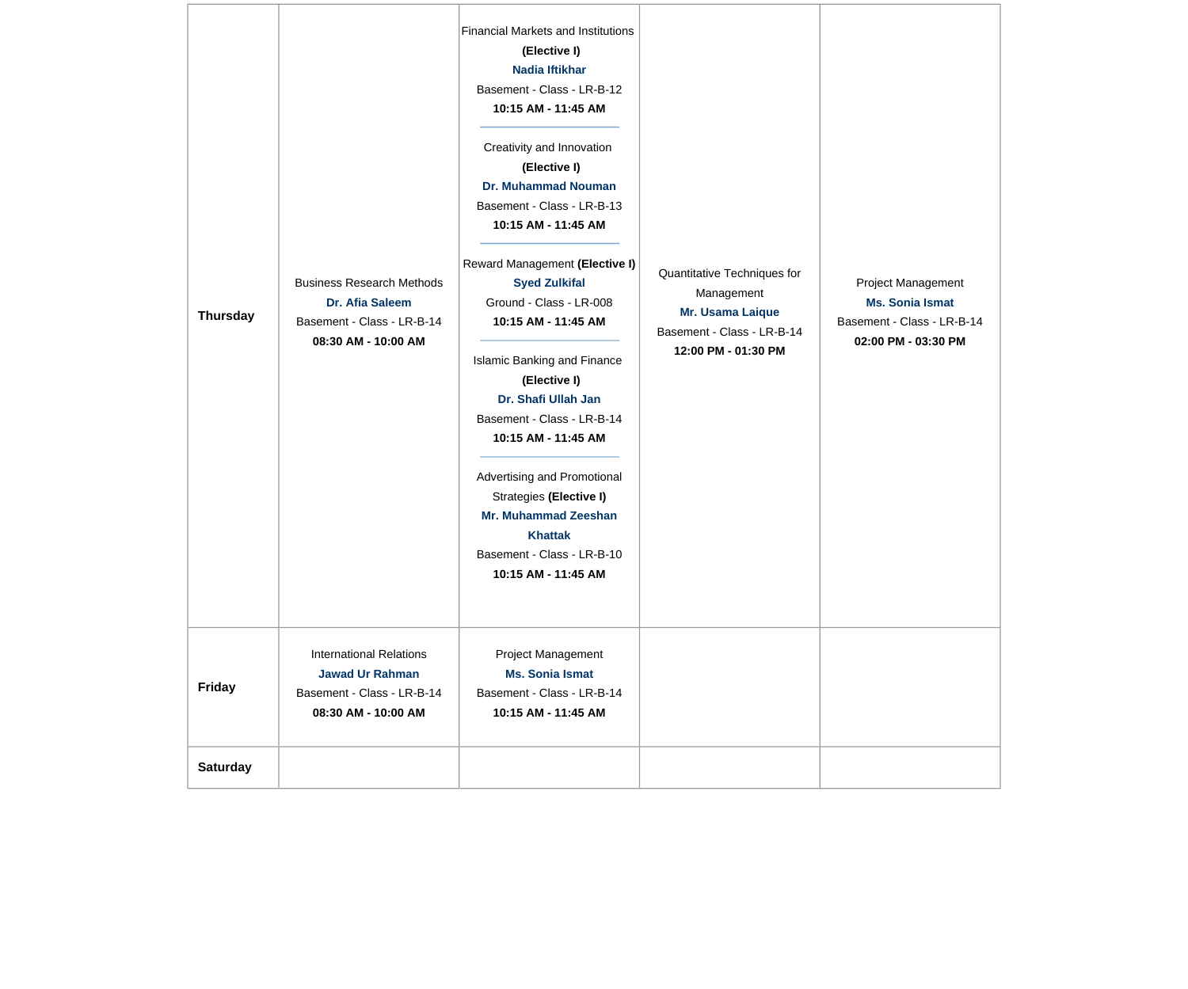| | | | | |
|---|---|---|---|---|
| **Thursday** | Business Research Methods<br>**Dr. Afia Saleem**<br>Basement - Class - LR-B-14<br>**08:30 AM - 10:00 AM** | Financial Markets and Institutions **(Elective I)**<br>**Nadia Iftikhar**<br>Basement - Class - LR-B-12<br>**10:15 AM - 11:45 AM**<br><br>Creativity and Innovation **(Elective I)**<br>**Dr. Muhammad Nouman**<br>Basement - Class - LR-B-13<br>**10:15 AM - 11:45 AM**<br><br>Reward Management **(Elective I)**<br>**Syed Zulkifal**<br>Ground - Class - LR-008<br>**10:15 AM - 11:45 AM**<br><br>Islamic Banking and Finance **(Elective I)**<br>**Dr. Shafi Ullah Jan**<br>Basement - Class - LR-B-14<br>**10:15 AM - 11:45 AM**<br><br>Advertising and Promotional Strategies **(Elective I)**<br>**Mr. Muhammad Zeeshan Khattak**<br>Basement - Class - LR-B-10<br>**10:15 AM - 11:45 AM** | Quantitative Techniques for Management<br>**Mr. Usama Laique**<br>Basement - Class - LR-B-14<br>**12:00 PM - 01:30 PM** | Project Management<br>**Ms. Sonia Ismat**<br>Basement - Class - LR-B-14<br>**02:00 PM - 03:30 PM** |
| **Friday** | International Relations<br>**Jawad Ur Rahman**<br>Basement - Class - LR-B-14<br>**08:30 AM - 10:00 AM** | Project Management<br>**Ms. Sonia Ismat**<br>Basement - Class - LR-B-14<br>**10:15 AM - 11:45 AM** | | |
| **Saturday** | | | | |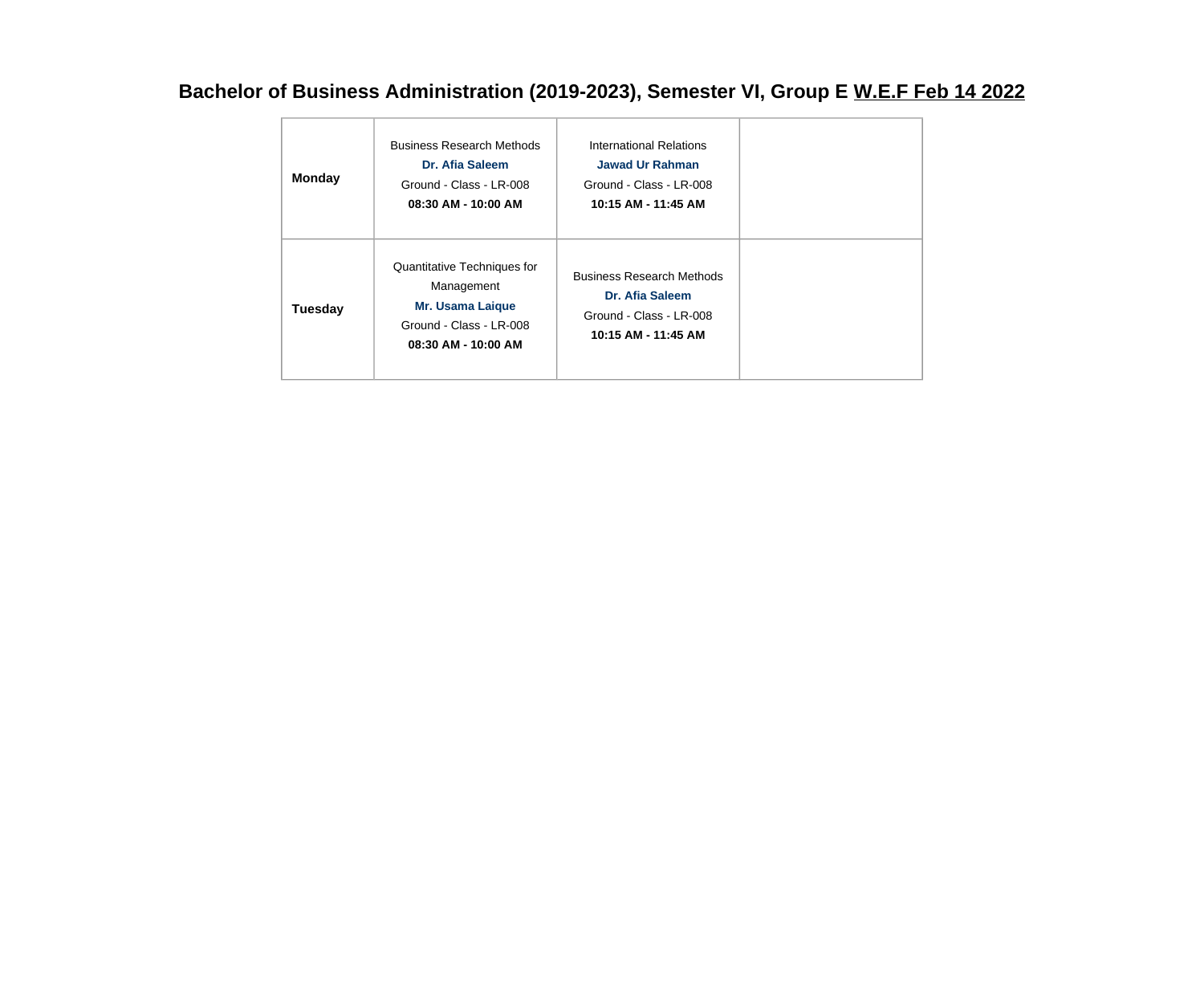## Bachelor of Business Administration (2019-2023), Semester VI, Group E W.E.F Feb 14 2022

| | | | |
|---|---|---|---|
| **Monday** | Business Research Methods<br>**Dr. Afia Saleem**<br>Ground - Class - LR-008<br>**08:30 AM - 10:00 AM** | International Relations<br>**Jawad Ur Rahman**<br>Ground - Class - LR-008<br>**10:15 AM - 11:45 AM** | |
| **Tuesday** | Quantitative Techniques for Management<br>**Mr. Usama Laique**<br>Ground - Class - LR-008<br>**08:30 AM - 10:00 AM** | Business Research Methods<br>**Dr. Afia Saleem**<br>Ground - Class - LR-008<br>**10:15 AM - 11:45 AM** | |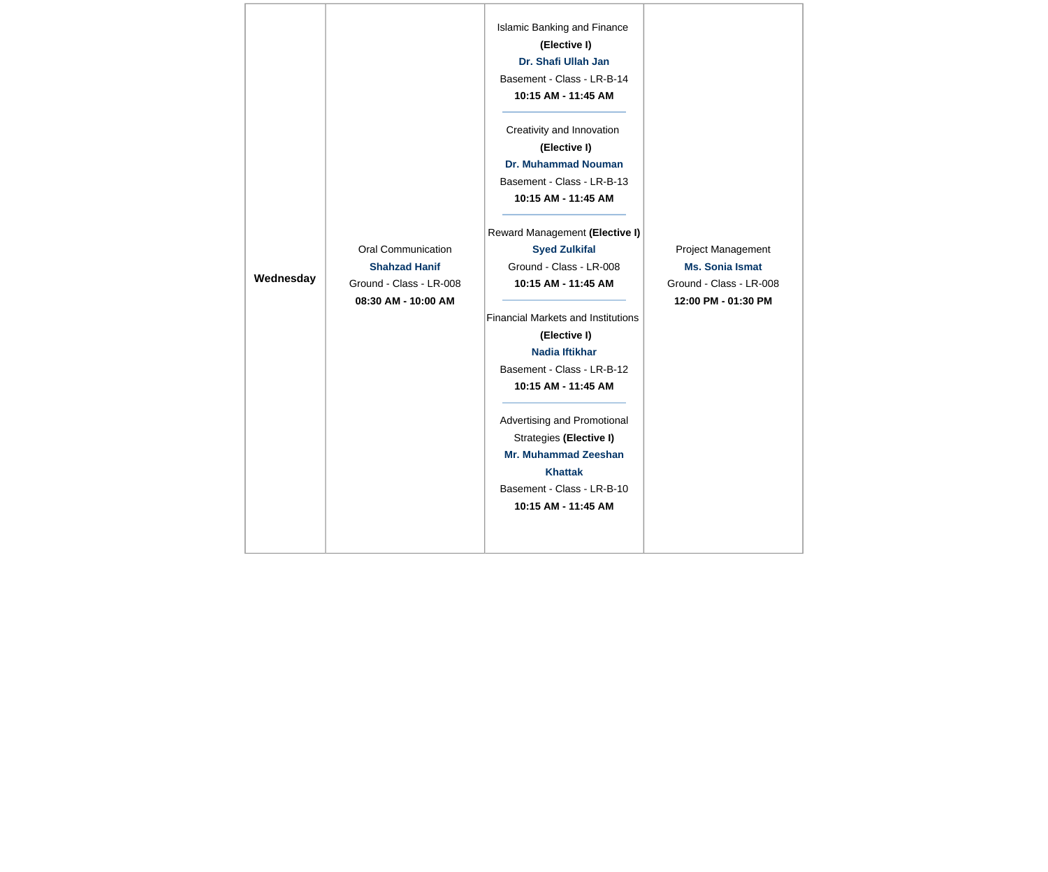| Wednesday | Oral Communication<br>**Shahzad Hanif**<br>Ground - Class - LR-008<br>**08:30 AM - 10:00 AM** | Islamic Banking and Finance **(Elective I)**<br>**Dr. Shafi Ullah Jan**<br>Basement - Class - LR-B-14<br>**10:15 AM - 11:45 AM**<br>---<br>Creativity and Innovation **(Elective I)**<br>**Dr. Muhammad Nouman**<br>Basement - Class - LR-B-13<br>**10:15 AM - 11:45 AM**<br>---<br>Reward Management **(Elective I)**<br>**Syed Zulkifal**<br>Ground - Class - LR-008<br>**10:15 AM - 11:45 AM**<br>---<br>Financial Markets and Institutions **(Elective I)**<br>**Nadia Iftikhar**<br>Basement - Class - LR-B-12<br>**10:15 AM - 11:45 AM**<br>---<br>Advertising and Promotional Strategies **(Elective I)**<br>**Mr. Muhammad Zeeshan Khattak**<br>Basement - Class - LR-B-10<br>**10:15 AM - 11:45 AM** | Project Management<br>**Ms. Sonia Ismat**<br>Ground - Class - LR-008<br>**12:00 PM - 01:30 PM** |
|---|---|---|---|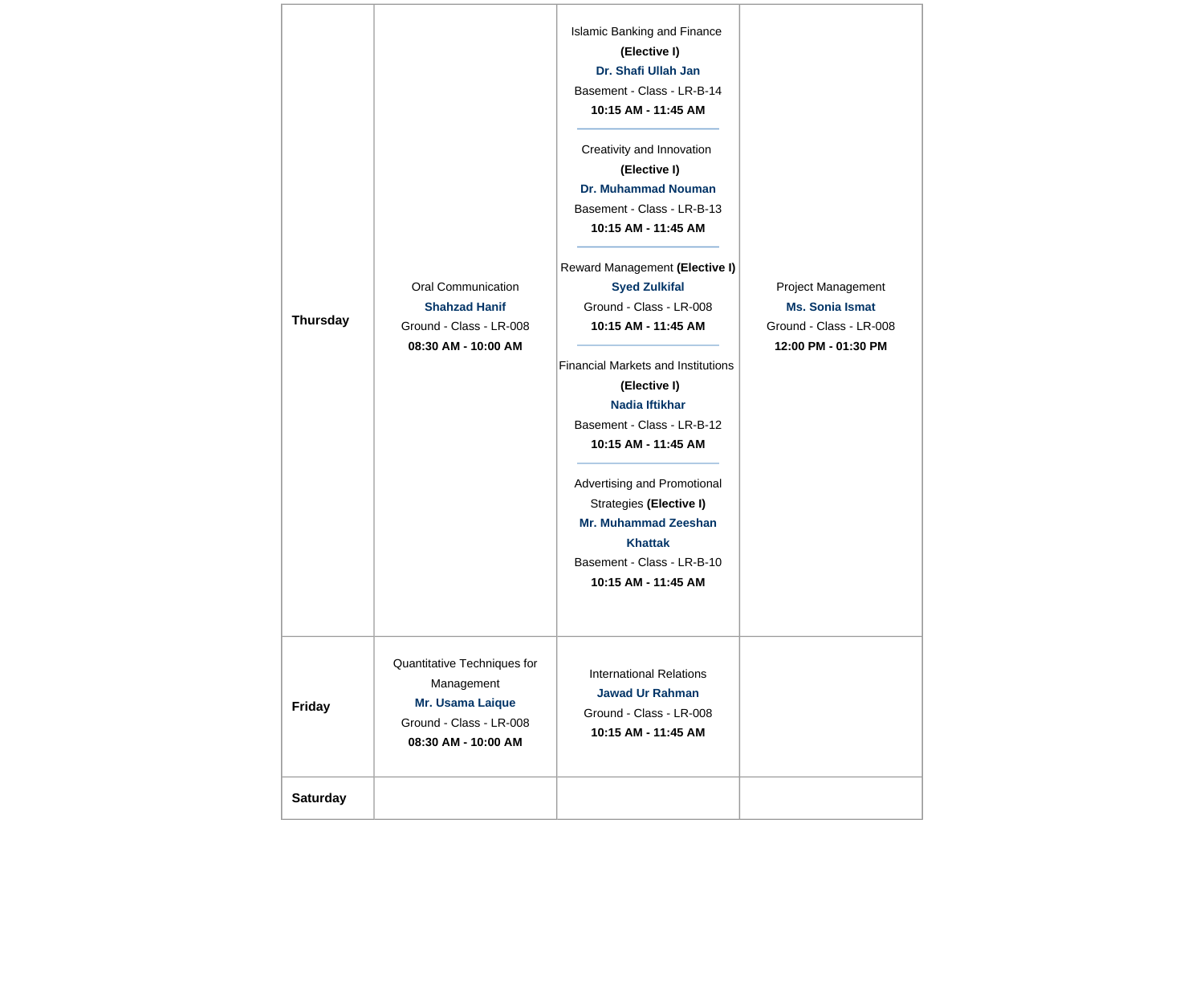| | | | |
|---|---|---|---|
| **Thursday** | Oral Communication<br>**Shahzad Hanif**<br>Ground - Class - LR-008<br>**08:30 AM - 10:00 AM** | Islamic Banking and Finance **(Elective I)**<br>**Dr. Shafi Ullah Jan**<br>Basement - Class - LR-B-14<br>**10:15 AM - 11:45 AM**<br><br>Creativity and Innovation **(Elective I)**<br>**Dr. Muhammad Nouman**<br>Basement - Class - LR-B-13<br>**10:15 AM - 11:45 AM**<br><br>Reward Management **(Elective I)**<br>**Syed Zulkifal**<br>Ground - Class - LR-008<br>**10:15 AM - 11:45 AM**<br><br>Financial Markets and Institutions **(Elective I)**<br>**Nadia Iftikhar**<br>Basement - Class - LR-B-12<br>**10:15 AM - 11:45 AM**<br><br>Advertising and Promotional Strategies **(Elective I)**<br>**Mr. Muhammad Zeeshan Khattak**<br>Basement - Class - LR-B-10<br>**10:15 AM - 11:45 AM** | Project Management<br>**Ms. Sonia Ismat**<br>Ground - Class - LR-008<br>**12:00 PM - 01:30 PM** |
| **Friday** | Quantitative Techniques for Management<br>**Mr. Usama Laique**<br>Ground - Class - LR-008<br>**08:30 AM - 10:00 AM** | International Relations<br>**Jawad Ur Rahman**<br>Ground - Class - LR-008<br>**10:15 AM - 11:45 AM** | |
| **Saturday** | | | |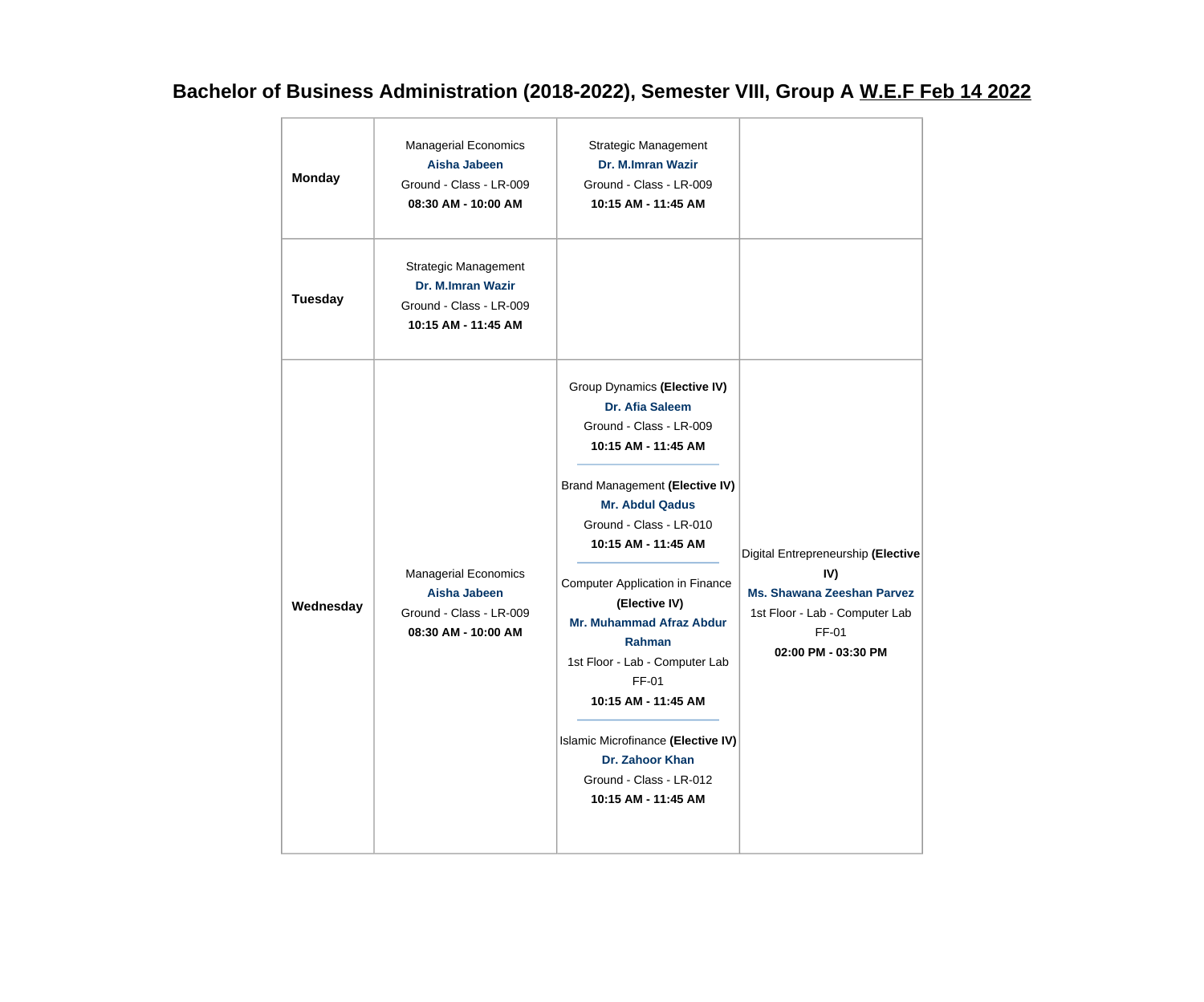## Bachelor of Business Administration (2018-2022), Semester VIII, Group A W.E.F Feb 14 2022

| | | | |
|---|---|---|---|
| **Monday** | Managerial Economics<br>**Aisha Jabeen**<br>Ground - Class - LR-009<br>**08:30 AM - 10:00 AM** | Strategic Management<br>**Dr. M.Imran Wazir**<br>Ground - Class - LR-009<br>**10:15 AM - 11:45 AM** | |
| **Tuesday** | Strategic Management<br>**Dr. M.Imran Wazir**<br>Ground - Class - LR-009<br>**10:15 AM - 11:45 AM** | | |
| **Wednesday** | Managerial Economics<br>**Aisha Jabeen**<br>Ground - Class - LR-009<br>**08:30 AM - 10:00 AM** | Group Dynamics **(Elective IV)**<br>**Dr. Afia Saleem**<br>Ground - Class - LR-009<br>**10:15 AM - 11:45 AM**<br>---<br>Brand Management **(Elective IV)**<br>**Mr. Abdul Qadus**<br>Ground - Class - LR-010<br>**10:15 AM - 11:45 AM**<br>---<br>Computer Application in Finance **(Elective IV)**<br>**Mr. Muhammad Afraz Abdur Rahman**<br>1st Floor - Lab - Computer Lab FF-01<br>**10:15 AM - 11:45 AM**<br>---<br>Islamic Microfinance **(Elective IV)**<br>**Dr. Zahoor Khan**<br>Ground - Class - LR-012<br>**10:15 AM - 11:45 AM** | Digital Entrepreneurship **(Elective IV)**<br>**Ms. Shawana Zeeshan Parvez**<br>1st Floor - Lab - Computer Lab FF-01<br>**02:00 PM - 03:30 PM** |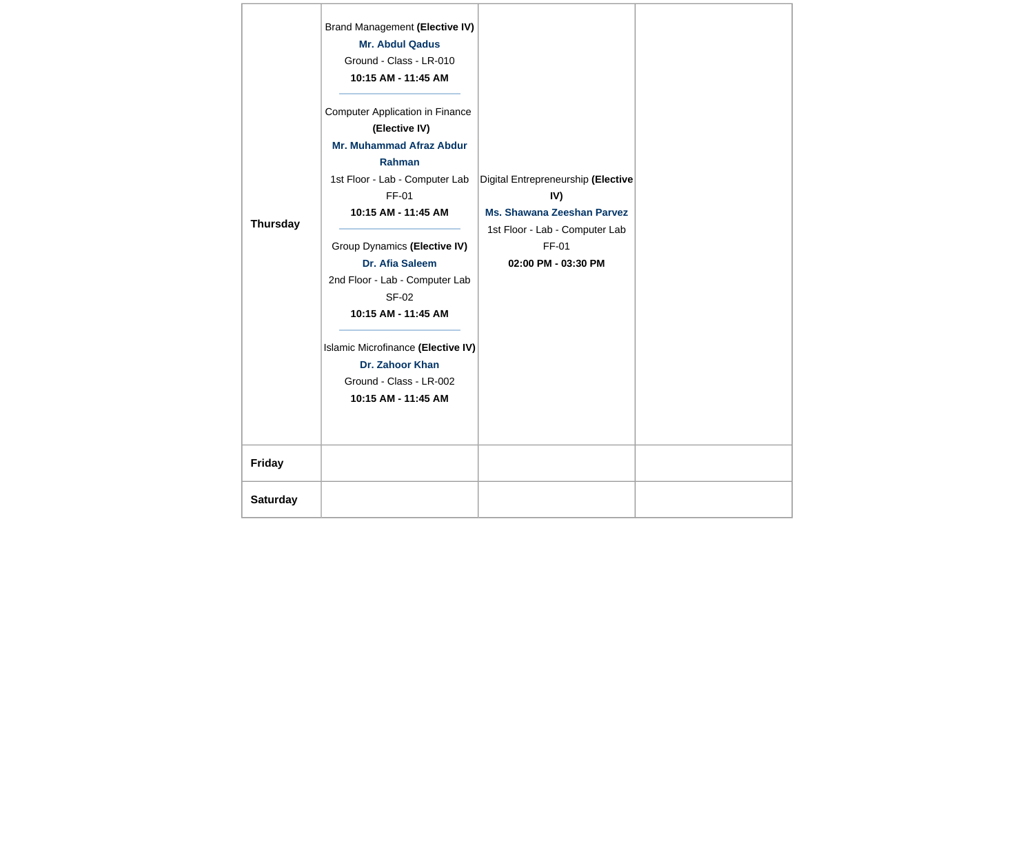| | | | |
|---|---|---|---|
| **Thursday** | Brand Management **(Elective IV)**<br>**Mr. Abdul Qadus**<br>Ground - Class - LR-010<br>**10:15 AM - 11:45 AM**<br><br>Computer Application in Finance **(Elective IV)**<br>**Mr. Muhammad Afraz Abdur Rahman**<br>1st Floor - Lab - Computer Lab FF-01<br>**10:15 AM - 11:45 AM**<br><br>Group Dynamics **(Elective IV)**<br>**Dr. Afia Saleem**<br>2nd Floor - Lab - Computer Lab SF-02<br>**10:15 AM - 11:45 AM**<br><br>Islamic Microfinance **(Elective IV)**<br>**Dr. Zahoor Khan**<br>Ground - Class - LR-002<br>**10:15 AM - 11:45 AM** | Digital Entrepreneurship **(Elective IV)**<br>**Ms. Shawana Zeeshan Parvez**<br>1st Floor - Lab - Computer Lab FF-01<br>**02:00 PM - 03:30 PM** | |
| **Friday** | | | |
| **Saturday** | | | |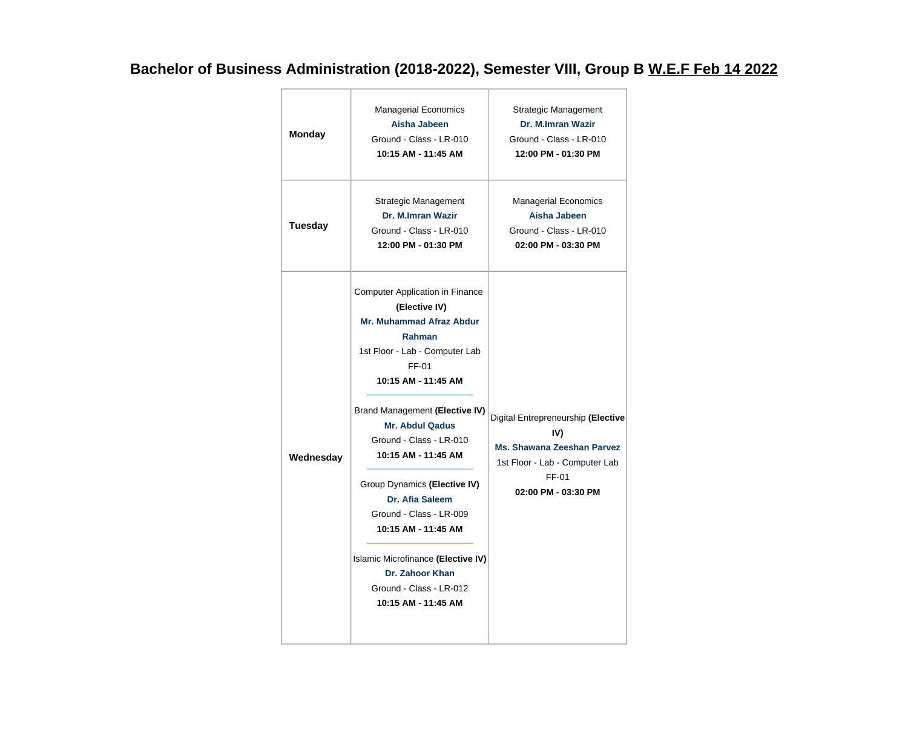# Bachelor of Business Administration (2018-2022), Semester VIII, Group B W.E.F Feb 14 2022

| | | |
|---|---|---|
| **Monday** | Managerial Economics<br>**Aisha Jabeen**<br>Ground - Class - LR-010<br>**10:15 AM - 11:45 AM** | Strategic Management<br>**Dr. M.Imran Wazir**<br>Ground - Class - LR-010<br>**12:00 PM - 01:30 PM** |
| **Tuesday** | Strategic Management<br>**Dr. M.Imran Wazir**<br>Ground - Class - LR-010<br>**12:00 PM - 01:30 PM** | Managerial Economics<br>**Aisha Jabeen**<br>Ground - Class - LR-010<br>**02:00 PM - 03:30 PM** |
| **Wednesday** | Computer Application in Finance **(Elective IV)**<br>**Mr. Muhammad Afraz Abdur Rahman**<br>1st Floor - Lab - Computer Lab FF-01<br>**10:15 AM - 11:45 AM**<br>---<br>Brand Management **(Elective IV)**<br>**Mr. Abdul Qadus**<br>Ground - Class - LR-010<br>**10:15 AM - 11:45 AM**<br>---<br>Group Dynamics **(Elective IV)**<br>**Dr. Afia Saleem**<br>Ground - Class - LR-009<br>**10:15 AM - 11:45 AM**<br>---<br>Islamic Microfinance **(Elective IV)**<br>**Dr. Zahoor Khan**<br>Ground - Class - LR-012<br>**10:15 AM - 11:45 AM** | Digital Entrepreneurship **(Elective IV)**<br>**Ms. Shawana Zeeshan Parvez**<br>1st Floor - Lab - Computer Lab FF-01<br>**02:00 PM - 03:30 PM** |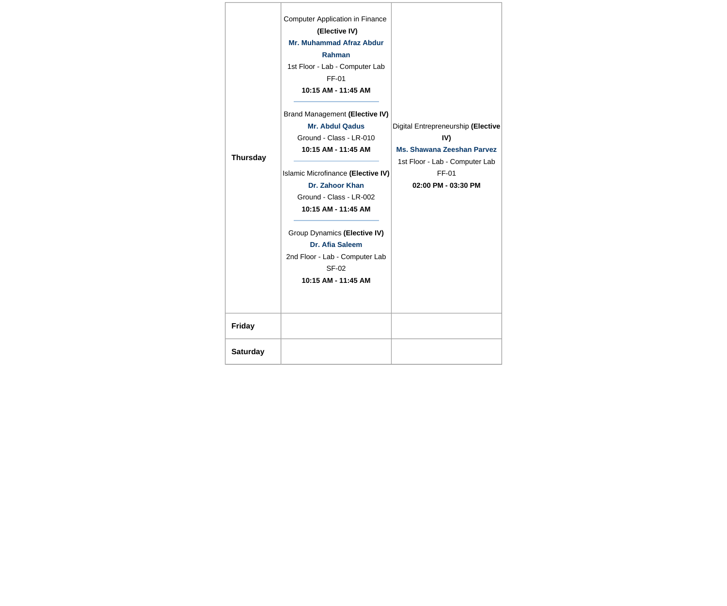| | | |
|---|---|---|
| **Thursday** | Computer Application in Finance **(Elective IV)** **Mr. Muhammad Afraz Abdur Rahman** 1st Floor - Lab - Computer Lab FF-01 **10:15 AM - 11:45 AM** <br> Brand Management **(Elective IV)** **Mr. Abdul Qadus** Ground - Class - LR-010 **10:15 AM - 11:45 AM** <br> Islamic Microfinance **(Elective IV)** **Dr. Zahoor Khan** Ground - Class - LR-002 **10:15 AM - 11:45 AM** <br> Group Dynamics **(Elective IV)** **Dr. Afia Saleem** 2nd Floor - Lab - Computer Lab SF-02 **10:15 AM - 11:45 AM** | Digital Entrepreneurship **(Elective IV)** **Ms. Shawana Zeeshan Parvez** 1st Floor - Lab - Computer Lab FF-01 **02:00 PM - 03:30 PM** |
| **Friday** | | |
| **Saturday** | | |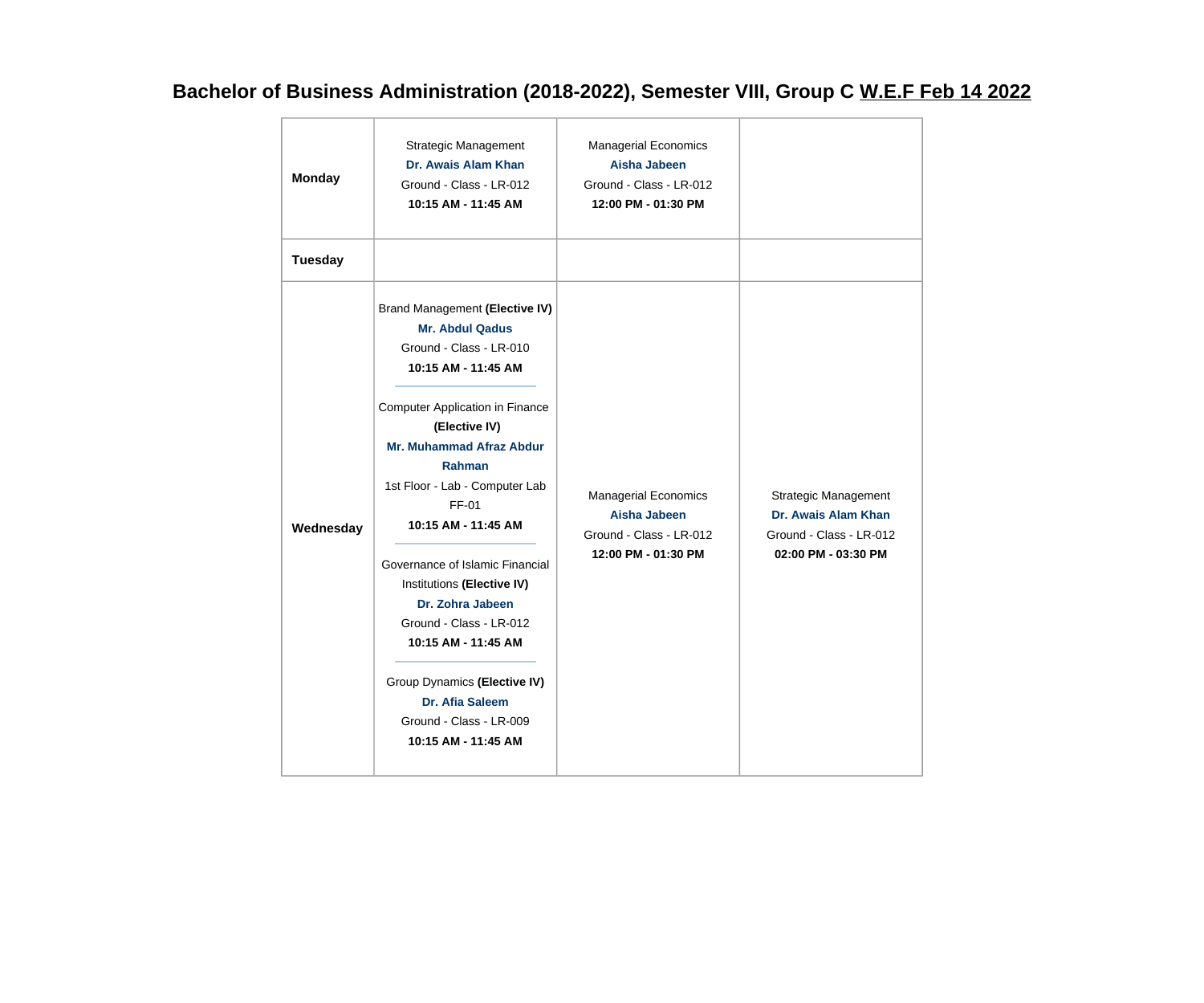# Bachelor of Business Administration (2018-2022), Semester VIII, Group C W.E.F Feb 14 2022

| | | | |
|---|---|---|---|
| **Monday** | Strategic Management<br>**Dr. Awais Alam Khan**<br>Ground - Class - LR-012<br>**10:15 AM - 11:45 AM** | Managerial Economics<br>**Aisha Jabeen**<br>Ground - Class - LR-012<br>**12:00 PM - 01:30 PM** | |
| **Tuesday** | | | |
| **Wednesday** | Brand Management **(Elective IV)**<br>**Mr. Abdul Qadus**<br>Ground - Class - LR-010<br>**10:15 AM - 11:45 AM**<br>---<br>Computer Application in Finance **(Elective IV)**<br>**Mr. Muhammad Afraz Abdur Rahman**<br>1st Floor - Lab - Computer Lab FF-01<br>**10:15 AM - 11:45 AM**<br>---<br>Governance of Islamic Financial Institutions **(Elective IV)**<br>**Dr. Zohra Jabeen**<br>Ground - Class - LR-012<br>**10:15 AM - 11:45 AM**<br>---<br>Group Dynamics **(Elective IV)**<br>**Dr. Afia Saleem**<br>Ground - Class - LR-009<br>**10:15 AM - 11:45 AM** | Managerial Economics<br>**Aisha Jabeen**<br>Ground - Class - LR-012<br>**12:00 PM - 01:30 PM** | Strategic Management<br>**Dr. Awais Alam Khan**<br>Ground - Class - LR-012<br>**02:00 PM - 03:30 PM** |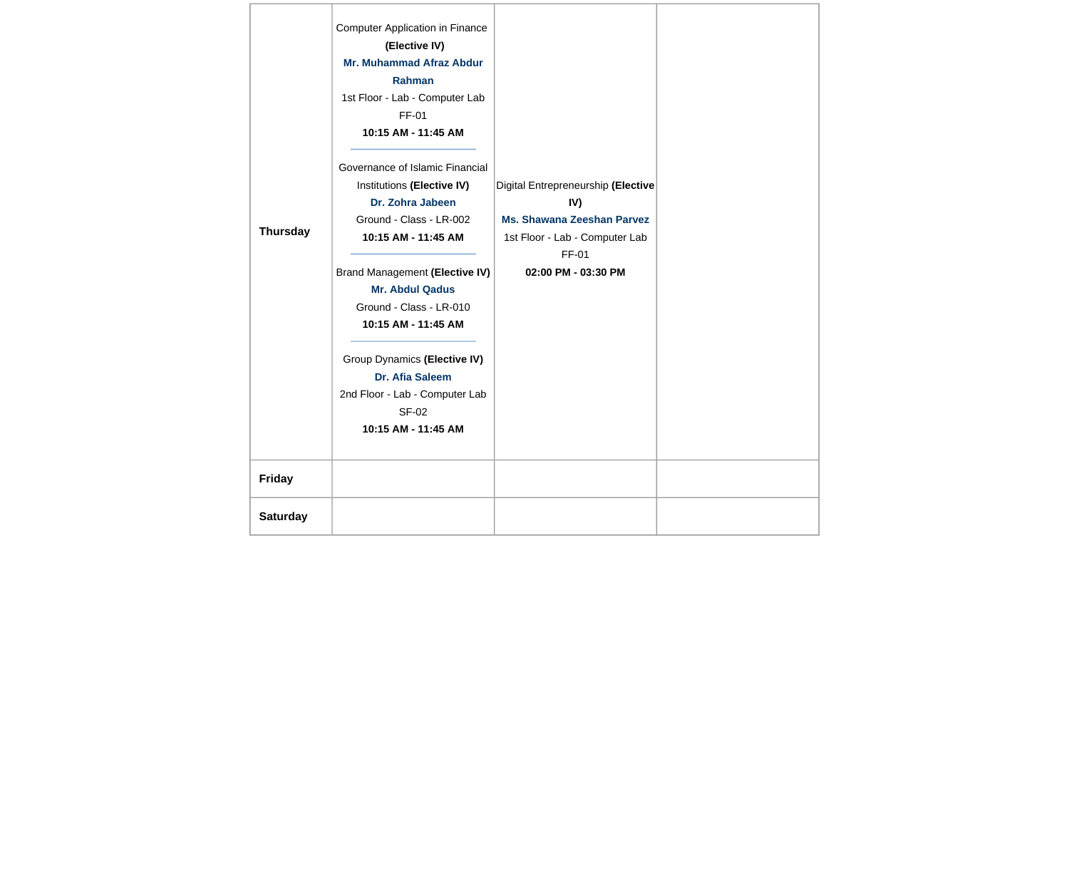| | | | |
|---|---|---|---|
| **Thursday** | Computer Application in Finance **(Elective IV)**<br>**Mr. Muhammad Afraz Abdur Rahman**<br>1st Floor - Lab - Computer Lab FF-01<br>**10:15 AM - 11:45 AM**<br><br>Governance of Islamic Financial Institutions **(Elective IV)**<br>**Dr. Zohra Jabeen**<br>Ground - Class - LR-002<br>**10:15 AM - 11:45 AM**<br><br>Brand Management **(Elective IV)**<br>**Mr. Abdul Qadus**<br>Ground - Class - LR-010<br>**10:15 AM - 11:45 AM**<br><br>Group Dynamics **(Elective IV)**<br>**Dr. Afia Saleem**<br>2nd Floor - Lab - Computer Lab SF-02<br>**10:15 AM - 11:45 AM** | Digital Entrepreneurship **(Elective IV)**<br>**Ms. Shawana Zeeshan Parvez**<br>1st Floor - Lab - Computer Lab FF-01<br>**02:00 PM - 03:30 PM** | |
| **Friday** | | | |
| **Saturday** | | | |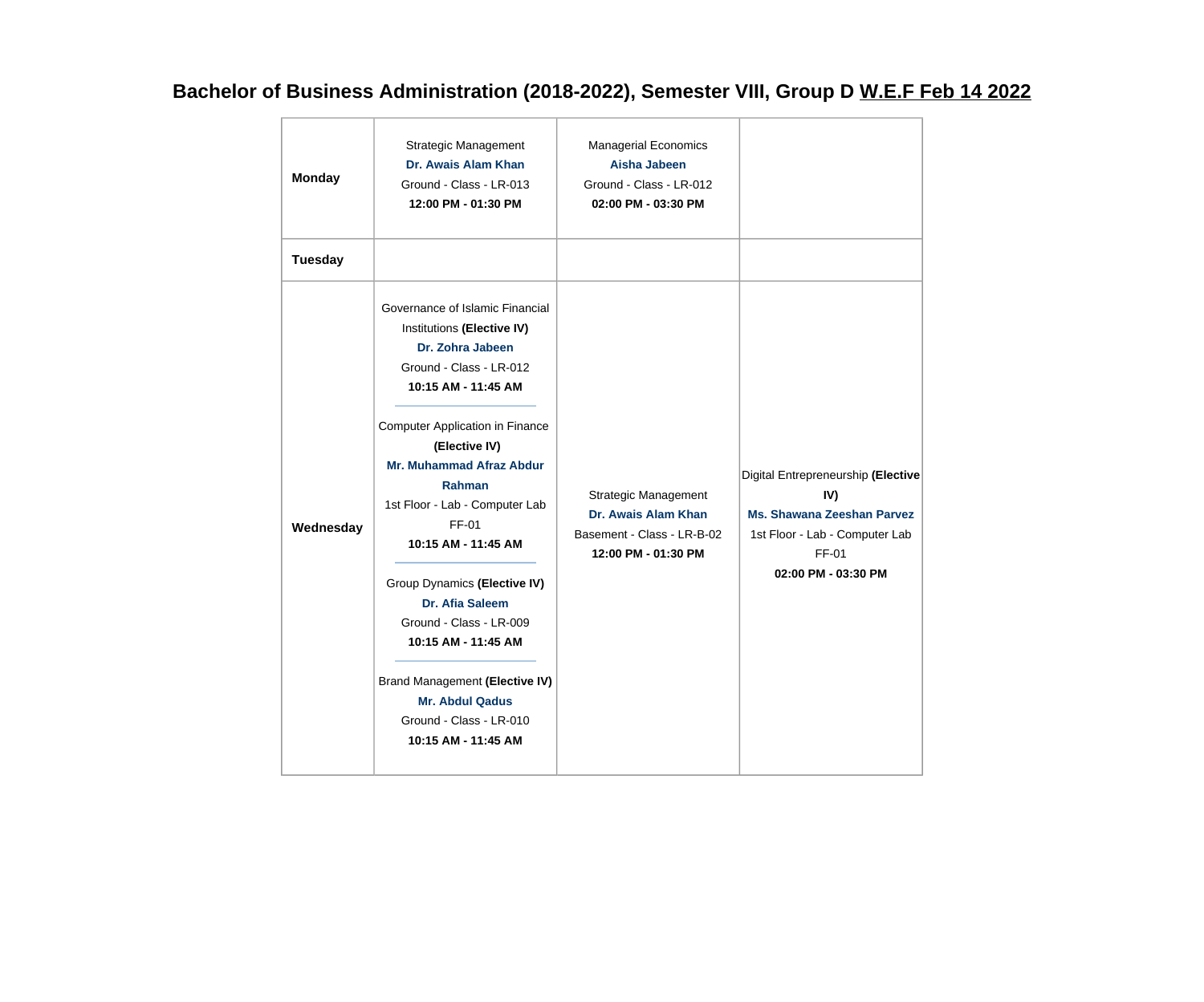## Bachelor of Business Administration (2018-2022), Semester VIII, Group D W.E.F Feb 14 2022

| | | | |
|---|---|---|---|
| **Monday** | Strategic Management<br>**Dr. Awais Alam Khan**<br>Ground - Class - LR-013<br>**12:00 PM - 01:30 PM** | Managerial Economics<br>**Aisha Jabeen**<br>Ground - Class - LR-012<br>**02:00 PM - 03:30 PM** | |
| **Tuesday** | | | |
| **Wednesday** | Governance of Islamic Financial Institutions **(Elective IV)**<br>**Dr. Zohra Jabeen**<br>Ground - Class - LR-012<br>**10:15 AM - 11:45 AM**<br><br>Computer Application in Finance **(Elective IV)**<br>**Mr. Muhammad Afraz Abdur Rahman**<br>1st Floor - Lab - Computer Lab FF-01<br>**10:15 AM - 11:45 AM**<br><br>Group Dynamics **(Elective IV)**<br>**Dr. Afia Saleem**<br>Ground - Class - LR-009<br>**10:15 AM - 11:45 AM**<br><br>Brand Management **(Elective IV)**<br>**Mr. Abdul Qadus**<br>Ground - Class - LR-010<br>**10:15 AM - 11:45 AM** | Strategic Management<br>**Dr. Awais Alam Khan**<br>Basement - Class - LR-B-02<br>**12:00 PM - 01:30 PM** | Digital Entrepreneurship **(Elective IV)**<br>**Ms. Shawana Zeeshan Parvez**<br>1st Floor - Lab - Computer Lab FF-01<br>**02:00 PM - 03:30 PM** |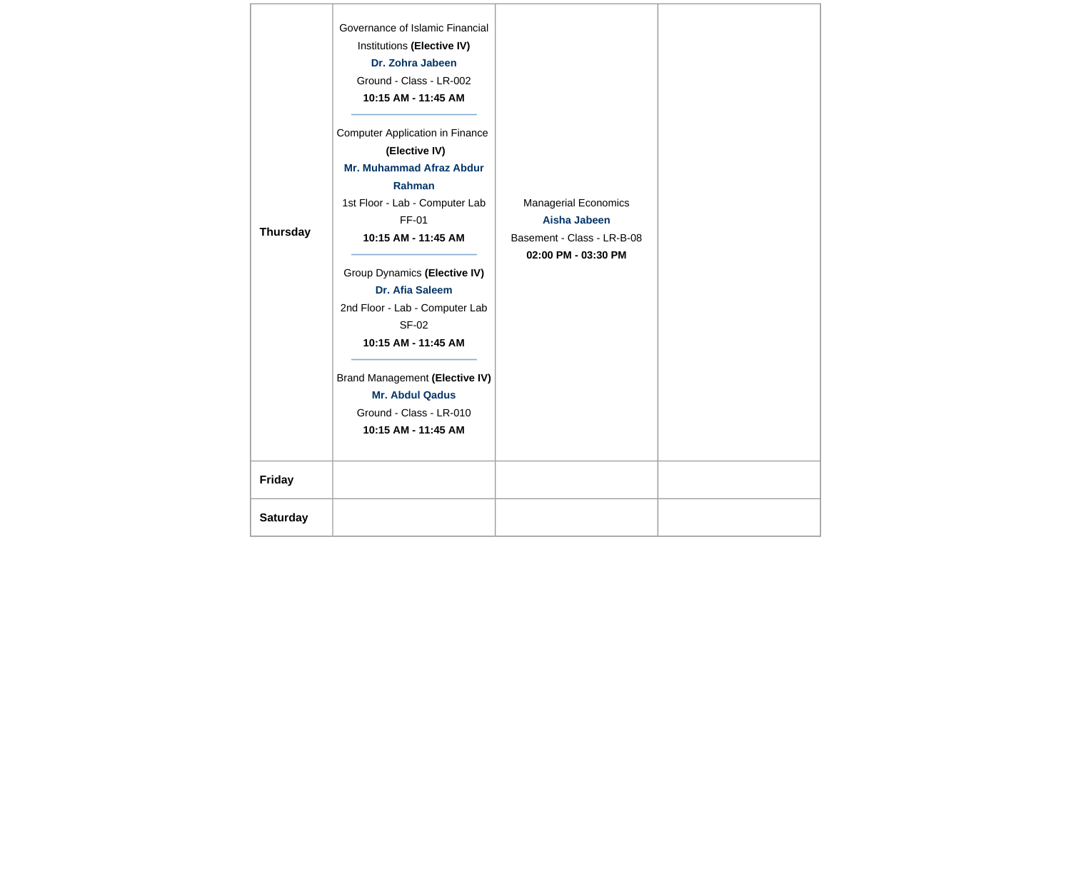| | | | |
|---|---|---|---|
| **Thursday** | Governance of Islamic Financial Institutions **(Elective IV)** **Dr. Zohra Jabeen** Ground - Class - LR-002 **10:15 AM - 11:45 AM**<br>Computer Application in Finance **(Elective IV)** **Mr. Muhammad Afraz Abdur Rahman** 1st Floor - Lab - Computer Lab FF-01 **10:15 AM - 11:45 AM**<br>Group Dynamics **(Elective IV)** **Dr. Afia Saleem** 2nd Floor - Lab - Computer Lab SF-02 **10:15 AM - 11:45 AM**<br>Brand Management **(Elective IV)** **Mr. Abdul Qadus** Ground - Class - LR-010 **10:15 AM - 11:45 AM** | Managerial Economics **Aisha Jabeen** Basement - Class - LR-B-08 **02:00 PM - 03:30 PM** | |
| **Friday** | | | |
| **Saturday** | | | |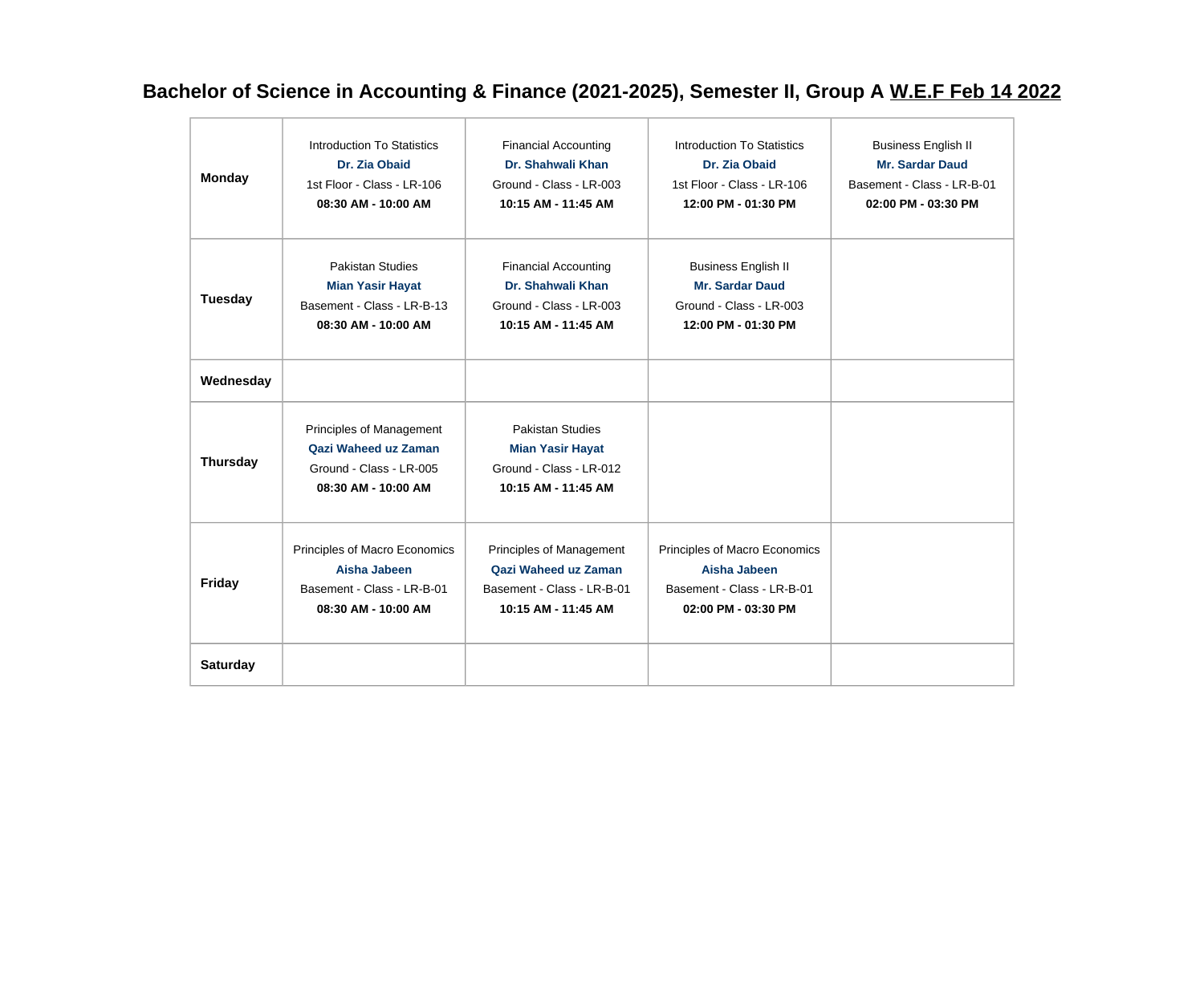# Bachelor of Science in Accounting & Finance (2021-2025), Semester II, Group A W.E.F Feb 14 2022

| | | | | |
|---|---|---|---|---|
| **Monday** | Introduction To Statistics<br>**Dr. Zia Obaid**<br>1st Floor - Class - LR-106<br>**08:30 AM - 10:00 AM** | Financial Accounting<br>**Dr. Shahwali Khan**<br>Ground - Class - LR-003<br>**10:15 AM - 11:45 AM** | Introduction To Statistics<br>**Dr. Zia Obaid**<br>1st Floor - Class - LR-106<br>**12:00 PM - 01:30 PM** | Business English II<br>**Mr. Sardar Daud**<br>Basement - Class - LR-B-01<br>**02:00 PM - 03:30 PM** |
| **Tuesday** | Pakistan Studies<br>**Mian Yasir Hayat**<br>Basement - Class - LR-B-13<br>**08:30 AM - 10:00 AM** | Financial Accounting<br>**Dr. Shahwali Khan**<br>Ground - Class - LR-003<br>**10:15 AM - 11:45 AM** | Business English II<br>**Mr. Sardar Daud**<br>Ground - Class - LR-003<br>**12:00 PM - 01:30 PM** | |
| **Wednesday** | | | | |
| **Thursday** | Principles of Management<br>**Qazi Waheed uz Zaman**<br>Ground - Class - LR-005<br>**08:30 AM - 10:00 AM** | Pakistan Studies<br>**Mian Yasir Hayat**<br>Ground - Class - LR-012<br>**10:15 AM - 11:45 AM** | | |
| **Friday** | Principles of Macro Economics<br>**Aisha Jabeen**<br>Basement - Class - LR-B-01<br>**08:30 AM - 10:00 AM** | Principles of Management<br>**Qazi Waheed uz Zaman**<br>Basement - Class - LR-B-01<br>**10:15 AM - 11:45 AM** | Principles of Macro Economics<br>**Aisha Jabeen**<br>Basement - Class - LR-B-01<br>**02:00 PM - 03:30 PM** | |
| **Saturday** | | | | |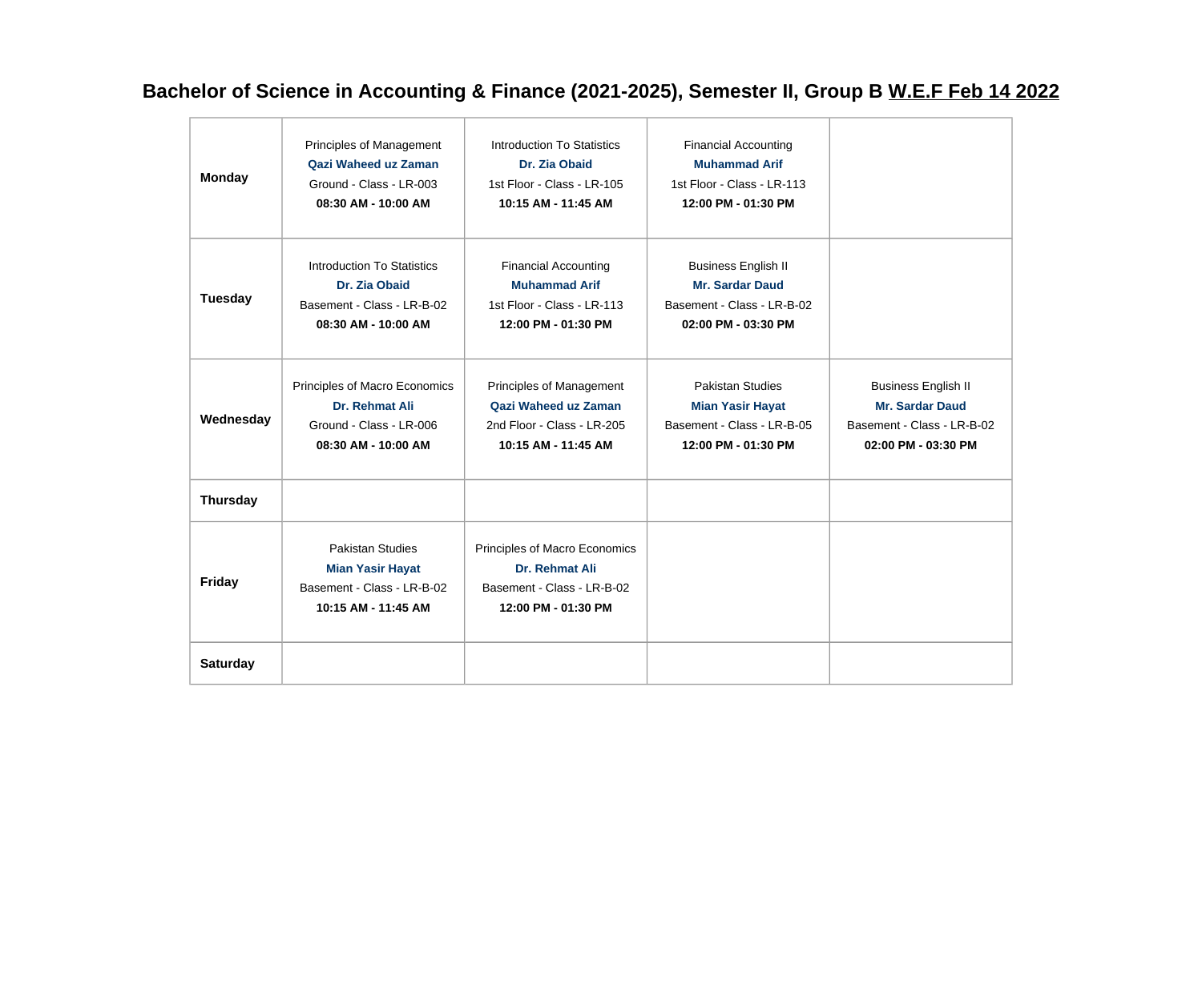# Bachelor of Science in Accounting & Finance (2021-2025), Semester II, Group B W.E.F Feb 14 2022

| | | | | |
|---|---|---|---|---|
| **Monday** | Principles of Management<br>**Qazi Waheed uz Zaman**<br>Ground - Class - LR-003<br>**08:30 AM - 10:00 AM** | Introduction To Statistics<br>**Dr. Zia Obaid**<br>1st Floor - Class - LR-105<br>**10:15 AM - 11:45 AM** | Financial Accounting<br>**Muhammad Arif**<br>1st Floor - Class - LR-113<br>**12:00 PM - 01:30 PM** | |
| **Tuesday** | Introduction To Statistics<br>**Dr. Zia Obaid**<br>Basement - Class - LR-B-02<br>**08:30 AM - 10:00 AM** | Financial Accounting<br>**Muhammad Arif**<br>1st Floor - Class - LR-113<br>**12:00 PM - 01:30 PM** | Business English II<br>**Mr. Sardar Daud**<br>Basement - Class - LR-B-02<br>**02:00 PM - 03:30 PM** | |
| **Wednesday** | Principles of Macro Economics<br>**Dr. Rehmat Ali**<br>Ground - Class - LR-006<br>**08:30 AM - 10:00 AM** | Principles of Management<br>**Qazi Waheed uz Zaman**<br>2nd Floor - Class - LR-205<br>**10:15 AM - 11:45 AM** | Pakistan Studies<br>**Mian Yasir Hayat**<br>Basement - Class - LR-B-05<br>**12:00 PM - 01:30 PM** | Business English II<br>**Mr. Sardar Daud**<br>Basement - Class - LR-B-02<br>**02:00 PM - 03:30 PM** |
| **Thursday** | | | | |
| **Friday** | Pakistan Studies<br>**Mian Yasir Hayat**<br>Basement - Class - LR-B-02<br>**10:15 AM - 11:45 AM** | Principles of Macro Economics<br>**Dr. Rehmat Ali**<br>Basement - Class - LR-B-02<br>**12:00 PM - 01:30 PM** | | |
| **Saturday** | | | | |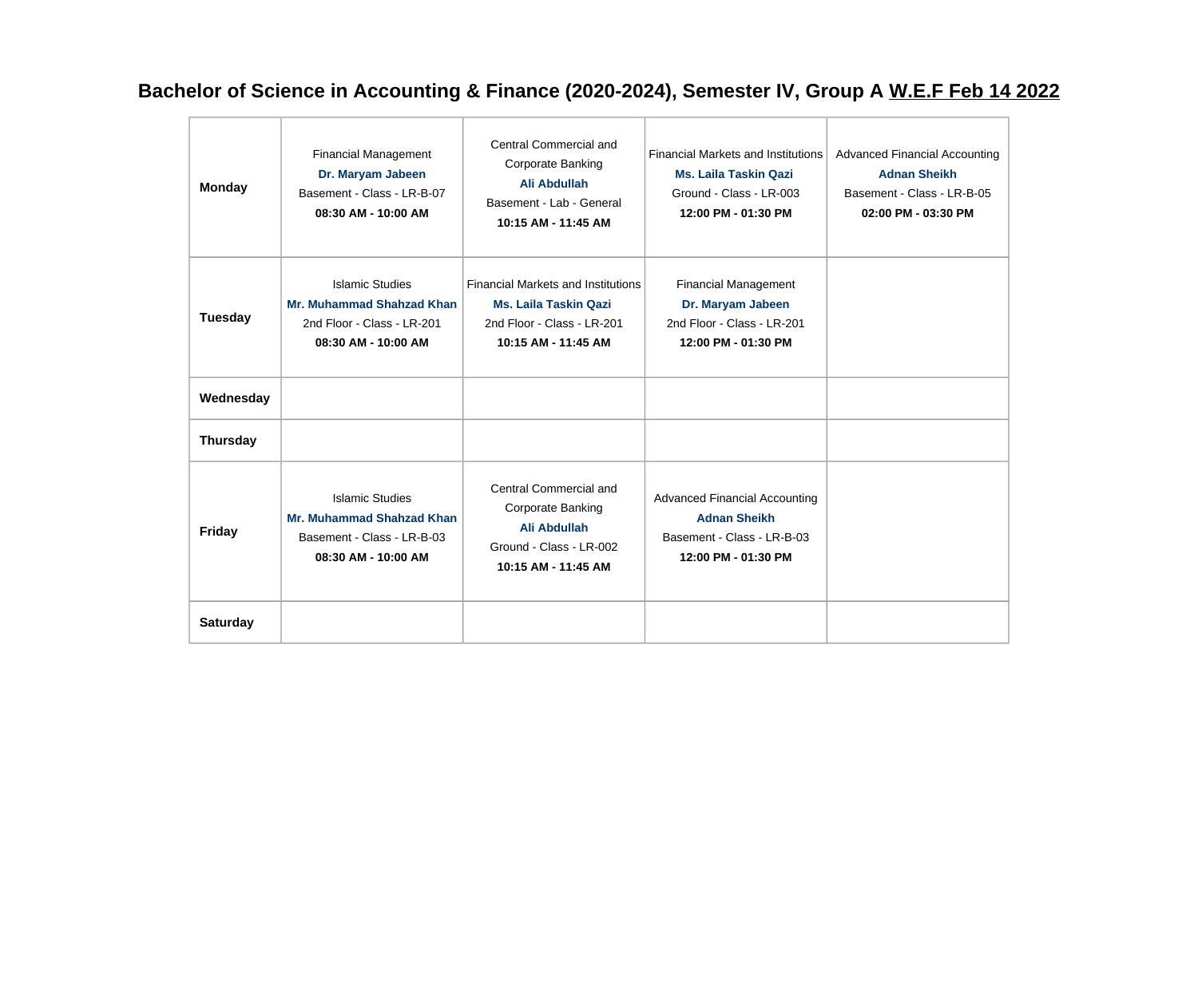# Bachelor of Science in Accounting & Finance (2020-2024), Semester IV, Group A W.E.F Feb 14 2022

| | | | | |
|---|---|---|---|---|
| **Monday** | Financial Management<br>**Dr. Maryam Jabeen**<br>Basement - Class - LR-B-07<br>**08:30 AM - 10:00 AM** | Central Commercial and Corporate Banking<br>**Ali Abdullah**<br>Basement - Lab - General<br>**10:15 AM - 11:45 AM** | Financial Markets and Institutions<br>**Ms. Laila Taskin Qazi**<br>Ground - Class - LR-003<br>**12:00 PM - 01:30 PM** | Advanced Financial Accounting<br>**Adnan Sheikh**<br>Basement - Class - LR-B-05<br>**02:00 PM - 03:30 PM** |
| **Tuesday** | Islamic Studies<br>**Mr. Muhammad Shahzad Khan**<br>2nd Floor - Class - LR-201<br>**08:30 AM - 10:00 AM** | Financial Markets and Institutions<br>**Ms. Laila Taskin Qazi**<br>2nd Floor - Class - LR-201<br>**10:15 AM - 11:45 AM** | Financial Management<br>**Dr. Maryam Jabeen**<br>2nd Floor - Class - LR-201<br>**12:00 PM - 01:30 PM** | |
| **Wednesday** | | | | |
| **Thursday** | | | | |
| **Friday** | Islamic Studies<br>**Mr. Muhammad Shahzad Khan**<br>Basement - Class - LR-B-03<br>**08:30 AM - 10:00 AM** | Central Commercial and Corporate Banking<br>**Ali Abdullah**<br>Ground - Class - LR-002<br>**10:15 AM - 11:45 AM** | Advanced Financial Accounting<br>**Adnan Sheikh**<br>Basement - Class - LR-B-03<br>**12:00 PM - 01:30 PM** | |
| **Saturday** | | | | |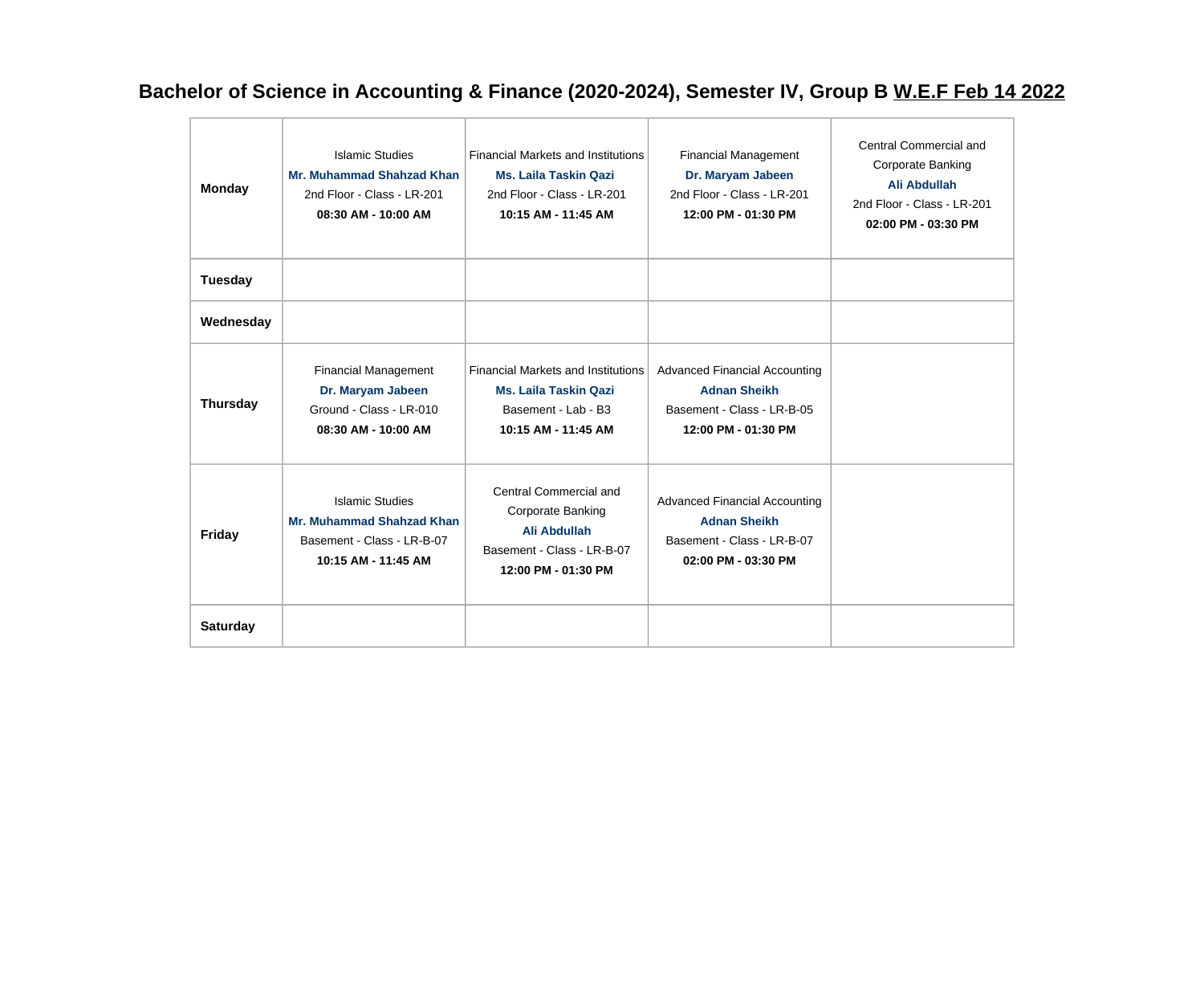# Bachelor of Science in Accounting & Finance (2020-2024), Semester IV, Group B W.E.F Feb 14 2022

| | | | | |
|---|---|---|---|---|
| **Monday** | Islamic Studies<br>**Mr. Muhammad Shahzad Khan**<br>2nd Floor - Class - LR-201<br>**08:30 AM - 10:00 AM** | Financial Markets and Institutions<br>**Ms. Laila Taskin Qazi**<br>2nd Floor - Class - LR-201<br>**10:15 AM - 11:45 AM** | Financial Management<br>**Dr. Maryam Jabeen**<br>2nd Floor - Class - LR-201<br>**12:00 PM - 01:30 PM** | Central Commercial and Corporate Banking<br>**Ali Abdullah**<br>2nd Floor - Class - LR-201<br>**02:00 PM - 03:30 PM** |
| **Tuesday** | | | | |
| **Wednesday** | | | | |
| **Thursday** | Financial Management<br>**Dr. Maryam Jabeen**<br>Ground - Class - LR-010<br>**08:30 AM - 10:00 AM** | Financial Markets and Institutions<br>**Ms. Laila Taskin Qazi**<br>Basement - Lab - B3<br>**10:15 AM - 11:45 AM** | Advanced Financial Accounting<br>**Adnan Sheikh**<br>Basement - Class - LR-B-05<br>**12:00 PM - 01:30 PM** | |
| **Friday** | Islamic Studies<br>**Mr. Muhammad Shahzad Khan**<br>Basement - Class - LR-B-07<br>**10:15 AM - 11:45 AM** | Central Commercial and Corporate Banking<br>**Ali Abdullah**<br>Basement - Class - LR-B-07<br>**12:00 PM - 01:30 PM** | Advanced Financial Accounting<br>**Adnan Sheikh**<br>Basement - Class - LR-B-07<br>**02:00 PM - 03:30 PM** | |
| **Saturday** | | | | |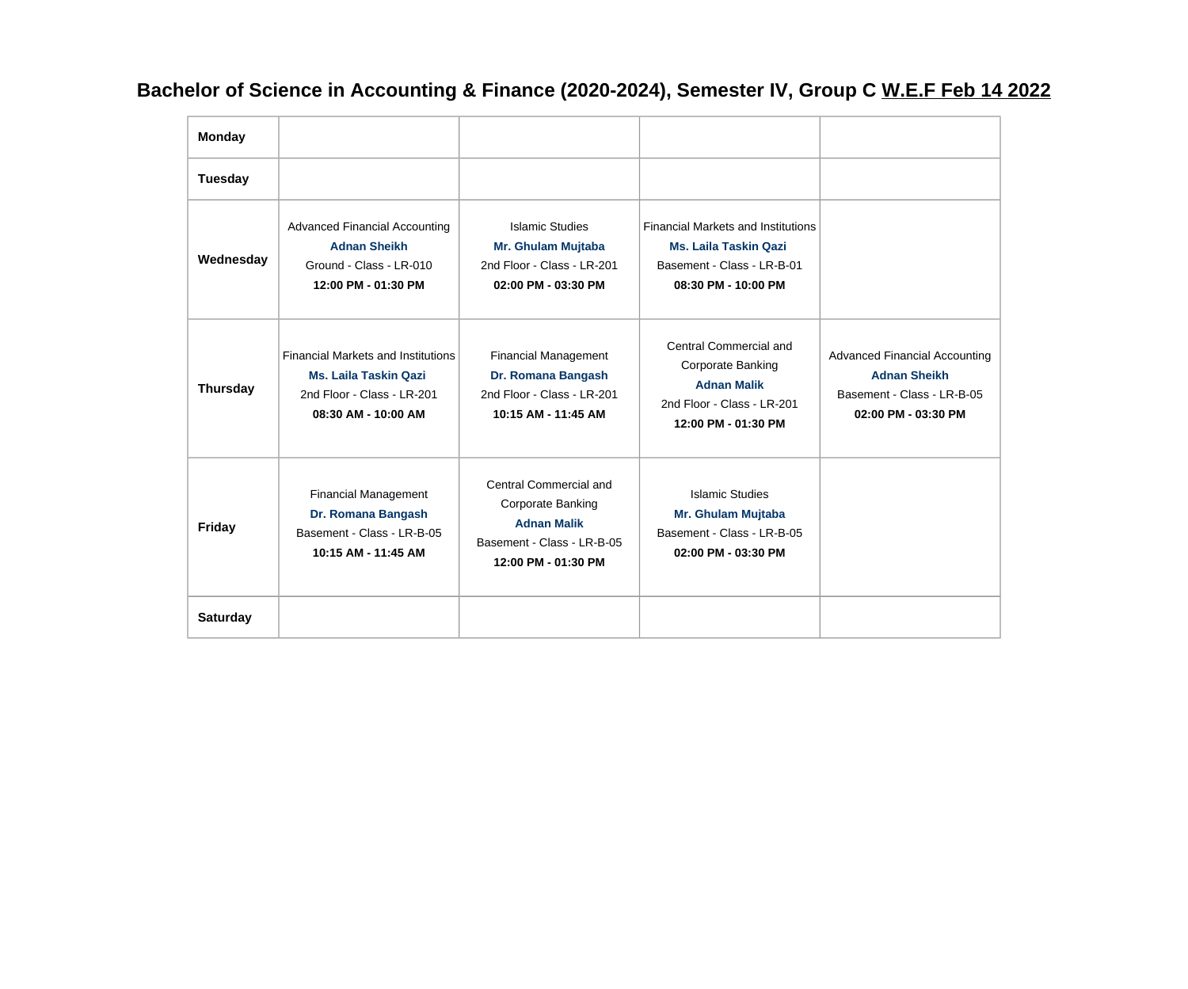# Bachelor of Science in Accounting & Finance (2020-2024), Semester IV, Group C W.E.F Feb 14 2022

| | | | | |
|---|---|---|---|---|
| **Monday** | | | | |
| **Tuesday** | | | | |
| **Wednesday** | Advanced Financial Accounting<br>**Adnan Sheikh**<br>Ground - Class - LR-010<br>**12:00 PM - 01:30 PM** | Islamic Studies<br>**Mr. Ghulam Mujtaba**<br>2nd Floor - Class - LR-201<br>**02:00 PM - 03:30 PM** | Financial Markets and Institutions<br>**Ms. Laila Taskin Qazi**<br>Basement - Class - LR-B-01<br>**08:30 PM - 10:00 PM** | |
| **Thursday** | Financial Markets and Institutions<br>**Ms. Laila Taskin Qazi**<br>2nd Floor - Class - LR-201<br>**08:30 AM - 10:00 AM** | Financial Management<br>**Dr. Romana Bangash**<br>2nd Floor - Class - LR-201<br>**10:15 AM - 11:45 AM** | Central Commercial and Corporate Banking<br>**Adnan Malik**<br>2nd Floor - Class - LR-201<br>**12:00 PM - 01:30 PM** | Advanced Financial Accounting<br>**Adnan Sheikh**<br>Basement - Class - LR-B-05<br>**02:00 PM - 03:30 PM** |
| **Friday** | Financial Management<br>**Dr. Romana Bangash**<br>Basement - Class - LR-B-05<br>**10:15 AM - 11:45 AM** | Central Commercial and Corporate Banking<br>**Adnan Malik**<br>Basement - Class - LR-B-05<br>**12:00 PM - 01:30 PM** | Islamic Studies<br>**Mr. Ghulam Mujtaba**<br>Basement - Class - LR-B-05<br>**02:00 PM - 03:30 PM** | |
| **Saturday** | | | | |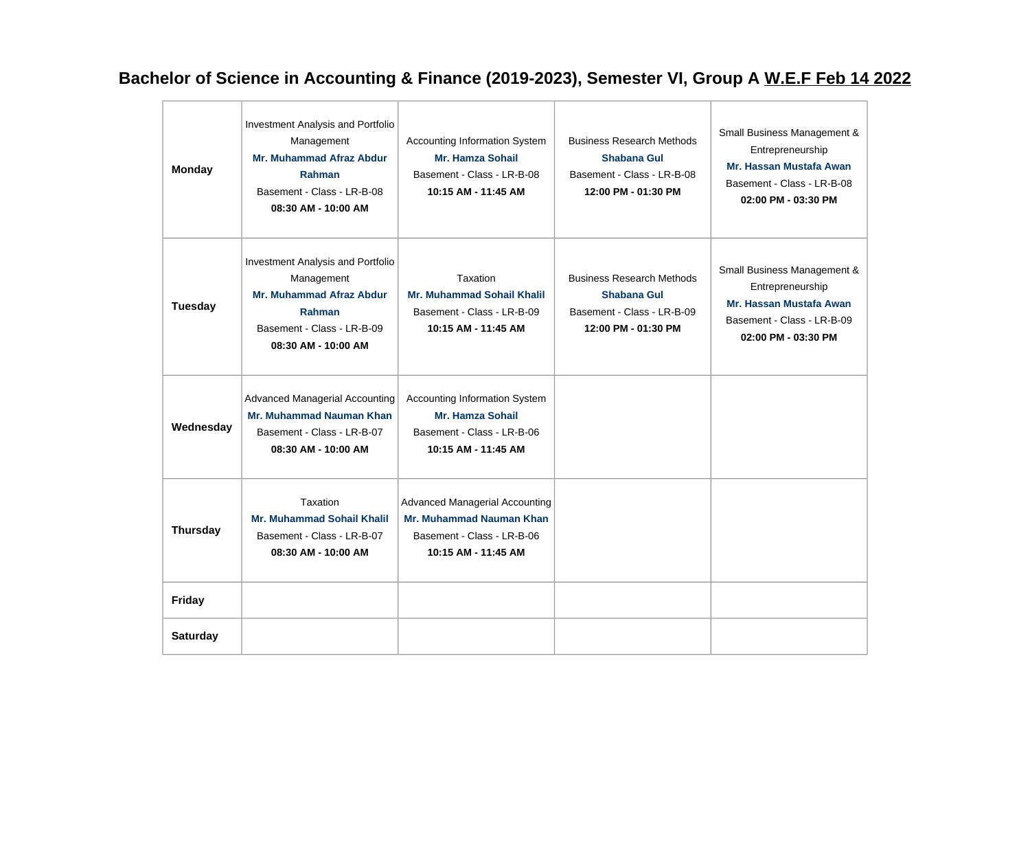# Bachelor of Science in Accounting & Finance (2019-2023), Semester VI, Group A W.E.F Feb 14 2022

| | | | | |
|---|---|---|---|---|
| **Monday** | Investment Analysis and Portfolio Management<br>**Mr. Muhammad Afraz Abdur Rahman**<br>Basement - Class - LR-B-08<br>**08:30 AM - 10:00 AM** | Accounting Information System<br>**Mr. Hamza Sohail**<br>Basement - Class - LR-B-08<br>**10:15 AM - 11:45 AM** | Business Research Methods<br>**Shabana Gul**<br>Basement - Class - LR-B-08<br>**12:00 PM - 01:30 PM** | Small Business Management & Entrepreneurship<br>**Mr. Hassan Mustafa Awan**<br>Basement - Class - LR-B-08<br>**02:00 PM - 03:30 PM** |
| **Tuesday** | Investment Analysis and Portfolio Management<br>**Mr. Muhammad Afraz Abdur Rahman**<br>Basement - Class - LR-B-09<br>**08:30 AM - 10:00 AM** | Taxation<br>**Mr. Muhammad Sohail Khalil**<br>Basement - Class - LR-B-09<br>**10:15 AM - 11:45 AM** | Business Research Methods<br>**Shabana Gul**<br>Basement - Class - LR-B-09<br>**12:00 PM - 01:30 PM** | Small Business Management & Entrepreneurship<br>**Mr. Hassan Mustafa Awan**<br>Basement - Class - LR-B-09<br>**02:00 PM - 03:30 PM** |
| **Wednesday** | Advanced Managerial Accounting<br>**Mr. Muhammad Nauman Khan**<br>Basement - Class - LR-B-07<br>**08:30 AM - 10:00 AM** | Accounting Information System<br>**Mr. Hamza Sohail**<br>Basement - Class - LR-B-06<br>**10:15 AM - 11:45 AM** | | |
| **Thursday** | Taxation<br>**Mr. Muhammad Sohail Khalil**<br>Basement - Class - LR-B-07<br>**08:30 AM - 10:00 AM** | Advanced Managerial Accounting<br>**Mr. Muhammad Nauman Khan**<br>Basement - Class - LR-B-06<br>**10:15 AM - 11:45 AM** | | |
| **Friday** | | | | |
| **Saturday** | | | | |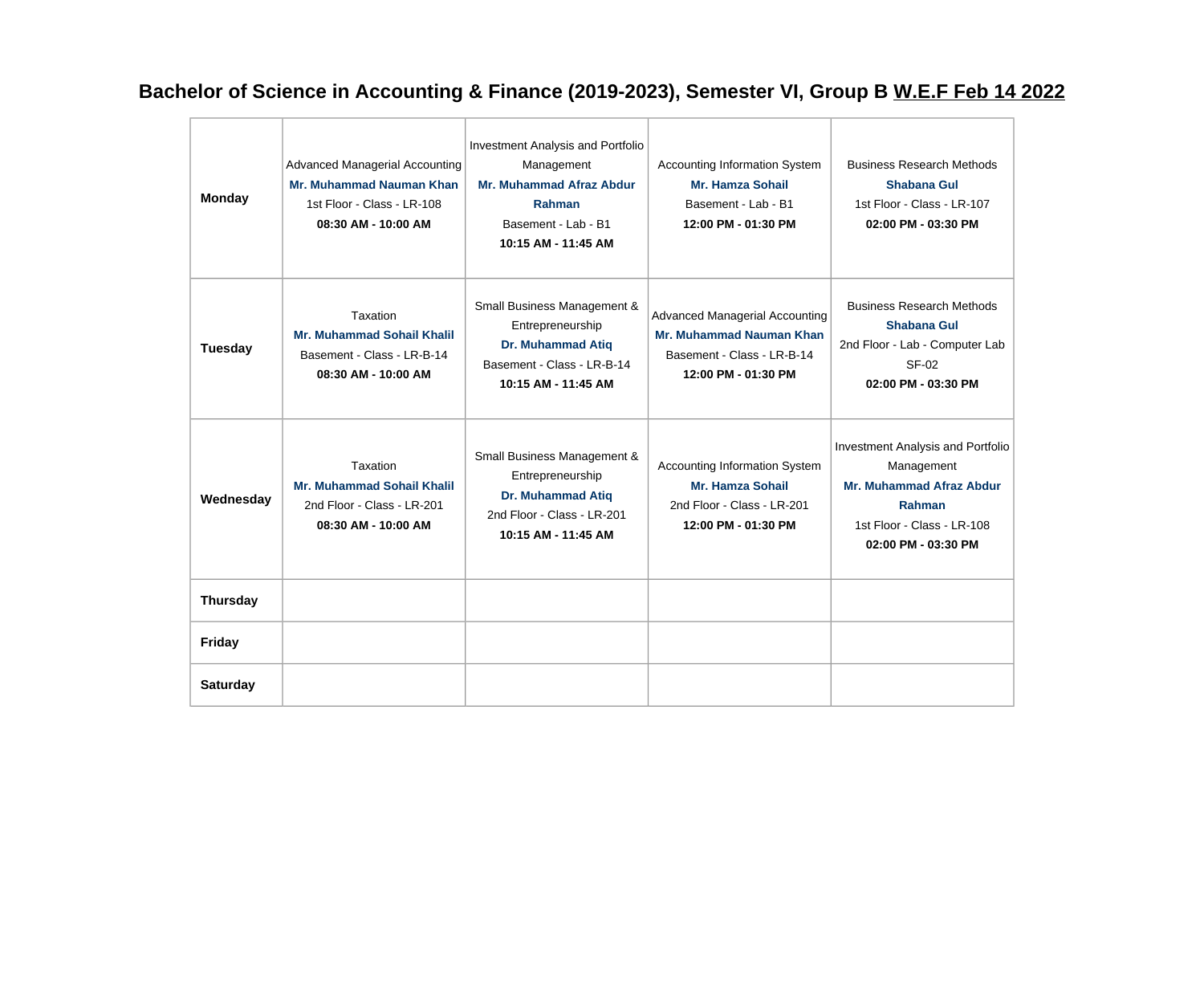# Bachelor of Science in Accounting & Finance (2019-2023), Semester VI, Group B W.E.F Feb 14 2022

| | | | | |
|---|---|---|---|---|
| **Monday** | Advanced Managerial Accounting<br>**Mr. Muhammad Nauman Khan**<br>1st Floor - Class - LR-108<br>**08:30 AM - 10:00 AM** | Investment Analysis and Portfolio Management<br>**Mr. Muhammad Afraz Abdur Rahman**<br>Basement - Lab - B1<br>**10:15 AM - 11:45 AM** | Accounting Information System<br>**Mr. Hamza Sohail**<br>Basement - Lab - B1<br>**12:00 PM - 01:30 PM** | Business Research Methods<br>**Shabana Gul**<br>1st Floor - Class - LR-107<br>**02:00 PM - 03:30 PM** |
| **Tuesday** | Taxation<br>**Mr. Muhammad Sohail Khalil**<br>Basement - Class - LR-B-14<br>**08:30 AM - 10:00 AM** | Small Business Management & Entrepreneurship<br>**Dr. Muhammad Atiq**<br>Basement - Class - LR-B-14<br>**10:15 AM - 11:45 AM** | Advanced Managerial Accounting<br>**Mr. Muhammad Nauman Khan**<br>Basement - Class - LR-B-14<br>**12:00 PM - 01:30 PM** | Business Research Methods<br>**Shabana Gul**<br>2nd Floor - Lab - Computer Lab SF-02<br>**02:00 PM - 03:30 PM** |
| **Wednesday** | Taxation<br>**Mr. Muhammad Sohail Khalil**<br>2nd Floor - Class - LR-201<br>**08:30 AM - 10:00 AM** | Small Business Management & Entrepreneurship<br>**Dr. Muhammad Atiq**<br>2nd Floor - Class - LR-201<br>**10:15 AM - 11:45 AM** | Accounting Information System<br>**Mr. Hamza Sohail**<br>2nd Floor - Class - LR-201<br>**12:00 PM - 01:30 PM** | Investment Analysis and Portfolio Management<br>**Mr. Muhammad Afraz Abdur Rahman**<br>1st Floor - Class - LR-108<br>**02:00 PM - 03:30 PM** |
| **Thursday** | | | | |
| **Friday** | | | | |
| **Saturday** | | | | |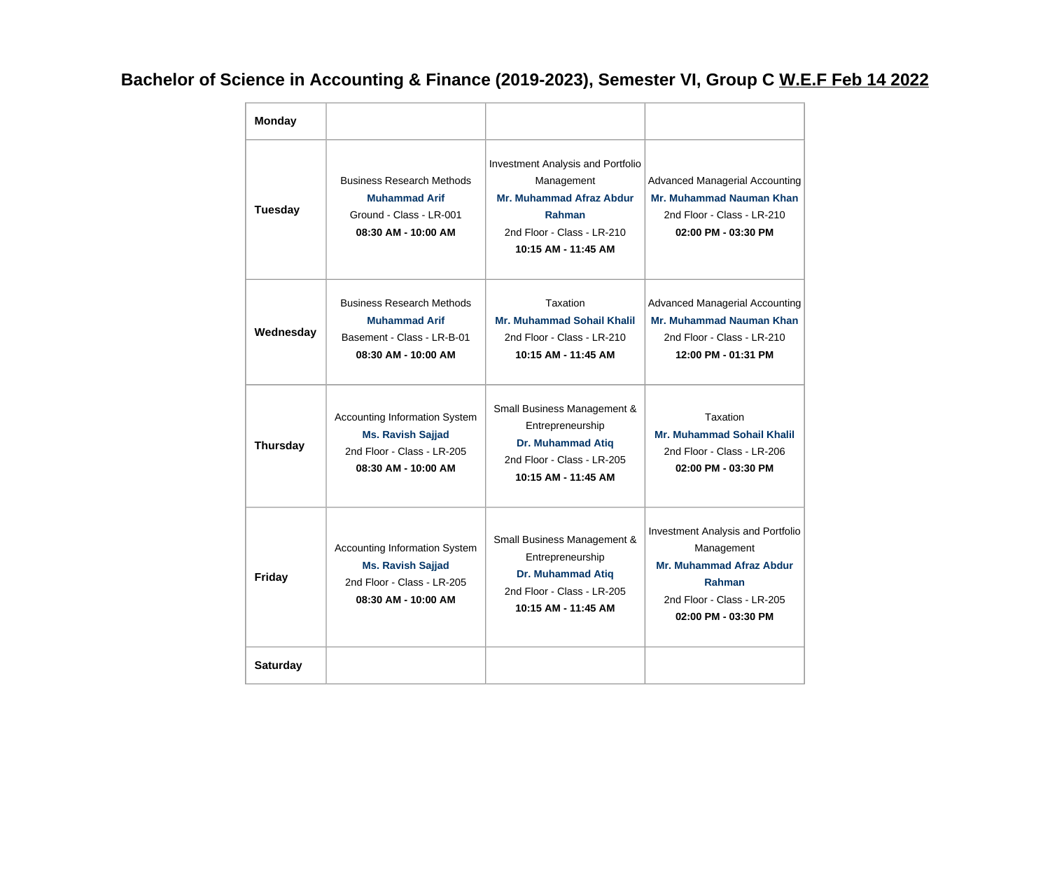# Bachelor of Science in Accounting & Finance (2019-2023), Semester VI, Group C W.E.F Feb 14 2022

| | | | |
|---|---|---|---|
| **Monday** | | | |
| **Tuesday** | Business Research Methods<br>**Muhammad Arif**<br>Ground - Class - LR-001<br>**08:30 AM - 10:00 AM** | Investment Analysis and Portfolio Management<br>**Mr. Muhammad Afraz Abdur Rahman**<br>2nd Floor - Class - LR-210<br>**10:15 AM - 11:45 AM** | Advanced Managerial Accounting<br>**Mr. Muhammad Nauman Khan**<br>2nd Floor - Class - LR-210<br>**02:00 PM - 03:30 PM** |
| **Wednesday** | Business Research Methods<br>**Muhammad Arif**<br>Basement - Class - LR-B-01<br>**08:30 AM - 10:00 AM** | Taxation<br>**Mr. Muhammad Sohail Khalil**<br>2nd Floor - Class - LR-210<br>**10:15 AM - 11:45 AM** | Advanced Managerial Accounting<br>**Mr. Muhammad Nauman Khan**<br>2nd Floor - Class - LR-210<br>**12:00 PM - 01:31 PM** |
| **Thursday** | Accounting Information System<br>**Ms. Ravish Sajjad**<br>2nd Floor - Class - LR-205<br>**08:30 AM - 10:00 AM** | Small Business Management & Entrepreneurship<br>**Dr. Muhammad Atiq**<br>2nd Floor - Class - LR-205<br>**10:15 AM - 11:45 AM** | Taxation<br>**Mr. Muhammad Sohail Khalil**<br>2nd Floor - Class - LR-206<br>**02:00 PM - 03:30 PM** |
| **Friday** | Accounting Information System<br>**Ms. Ravish Sajjad**<br>2nd Floor - Class - LR-205<br>**08:30 AM - 10:00 AM** | Small Business Management & Entrepreneurship<br>**Dr. Muhammad Atiq**<br>2nd Floor - Class - LR-205<br>**10:15 AM - 11:45 AM** | Investment Analysis and Portfolio Management<br>**Mr. Muhammad Afraz Abdur Rahman**<br>2nd Floor - Class - LR-205<br>**02:00 PM - 03:30 PM** |
| **Saturday** | | | |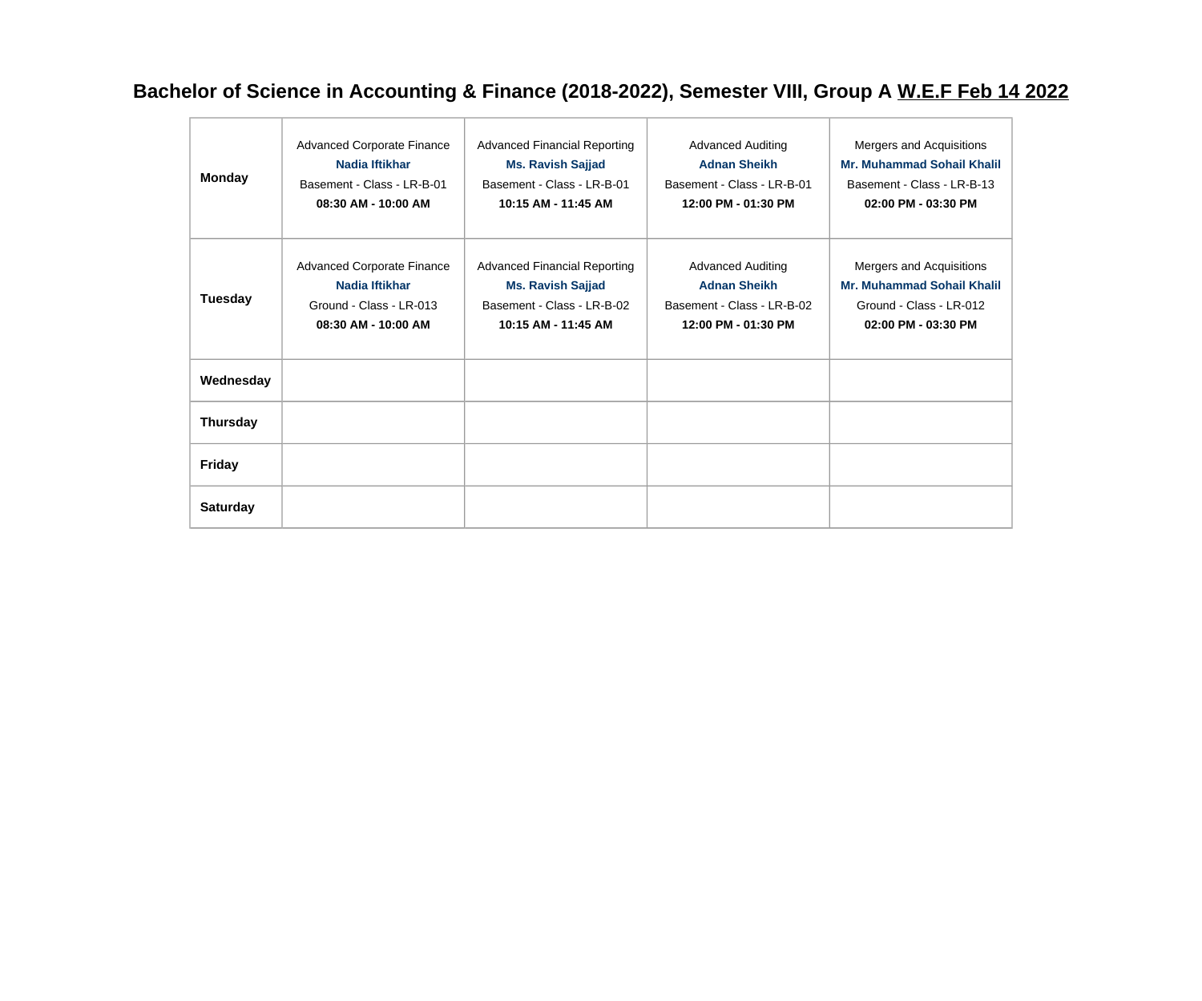# Bachelor of Science in Accounting & Finance (2018-2022), Semester VIII, Group A W.E.F Feb 14 2022

| | | | | |
|---|---|---|---|---|
| **Monday** | Advanced Corporate Finance<br>**Nadia Iftikhar**<br>Basement - Class - LR-B-01<br>**08:30 AM - 10:00 AM** | Advanced Financial Reporting<br>**Ms. Ravish Sajjad**<br>Basement - Class - LR-B-01<br>**10:15 AM - 11:45 AM** | Advanced Auditing<br>**Adnan Sheikh**<br>Basement - Class - LR-B-01<br>**12:00 PM - 01:30 PM** | Mergers and Acquisitions<br>**Mr. Muhammad Sohail Khalil**<br>Basement - Class - LR-B-13<br>**02:00 PM - 03:30 PM** |
| **Tuesday** | Advanced Corporate Finance<br>**Nadia Iftikhar**<br>Ground - Class - LR-013<br>**08:30 AM - 10:00 AM** | Advanced Financial Reporting<br>**Ms. Ravish Sajjad**<br>Basement - Class - LR-B-02<br>**10:15 AM - 11:45 AM** | Advanced Auditing<br>**Adnan Sheikh**<br>Basement - Class - LR-B-02<br>**12:00 PM - 01:30 PM** | Mergers and Acquisitions<br>**Mr. Muhammad Sohail Khalil**<br>Ground - Class - LR-012<br>**02:00 PM - 03:30 PM** |
| **Wednesday** | | | | |
| **Thursday** | | | | |
| **Friday** | | | | |
| **Saturday** | | | | |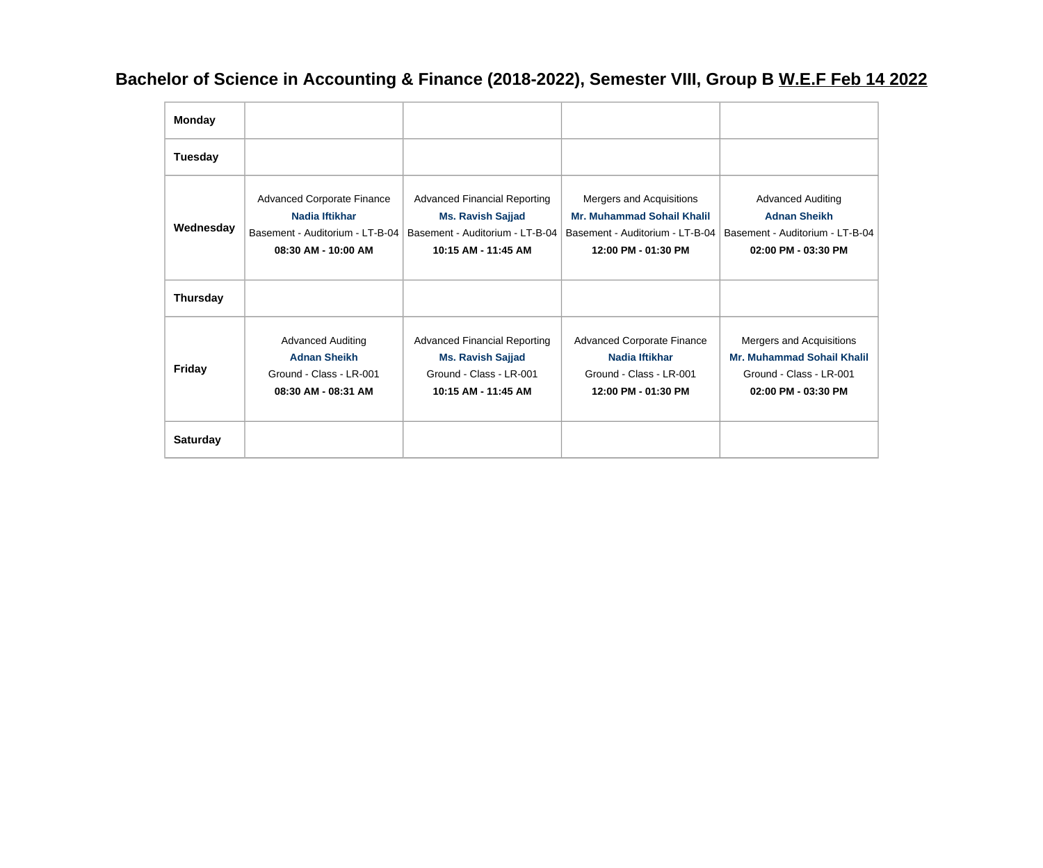# Bachelor of Science in Accounting & Finance (2018-2022), Semester VIII, Group B W.E.F Feb 14 2022

| | | | | |
|---|---|---|---|---|
| **Monday** | | | | |
| **Tuesday** | | | | |
| **Wednesday** | Advanced Corporate Finance **Nadia Iftikhar** Basement - Auditorium - LT-B-04 **08:30 AM - 10:00 AM** | Advanced Financial Reporting **Ms. Ravish Sajjad** Basement - Auditorium - LT-B-04 **10:15 AM - 11:45 AM** | Mergers and Acquisitions **Mr. Muhammad Sohail Khalil** Basement - Auditorium - LT-B-04 **12:00 PM - 01:30 PM** | Advanced Auditing **Adnan Sheikh** Basement - Auditorium - LT-B-04 **02:00 PM - 03:30 PM** |
| **Thursday** | | | | |
| **Friday** | Advanced Auditing **Adnan Sheikh** Ground - Class - LR-001 **08:30 AM - 08:31 AM** | Advanced Financial Reporting **Ms. Ravish Sajjad** Ground - Class - LR-001 **10:15 AM - 11:45 AM** | Advanced Corporate Finance **Nadia Iftikhar** Ground - Class - LR-001 **12:00 PM - 01:30 PM** | Mergers and Acquisitions **Mr. Muhammad Sohail Khalil** Ground - Class - LR-001 **02:00 PM - 03:30 PM** |
| **Saturday** | | | | |